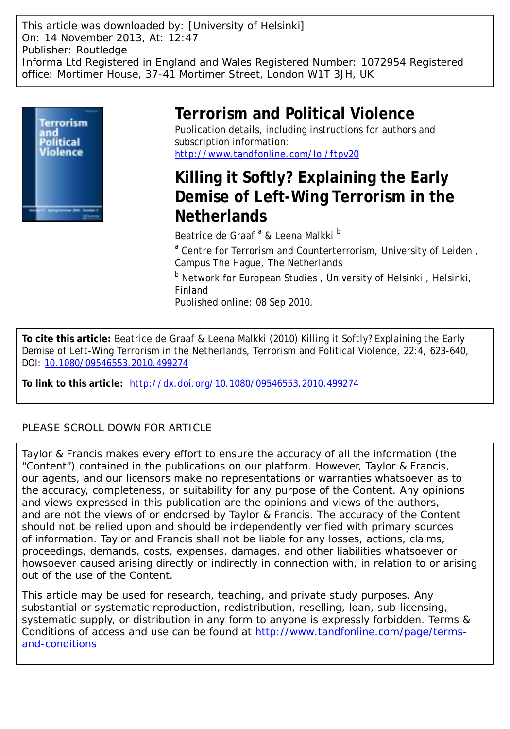This article was downloaded by: [University of Helsinki]
On: 14 November 2013, At: 12:47
Publisher: Routledge
Informa Ltd Registered in England and Wales Registered Number: 1072954 Registered office: Mortimer House, 37-41 Mortimer Street, London W1T 3JH, UK

# Terrorism and Political Violence

Publication details, including instructions for authors and subscription information:
http://www.tandfonline.com/loi/ftpv20

# Killing it Softly? Explaining the Early Demise of Left-Wing Terrorism in the Netherlands

Beatrice de Graaf [a] & Leena Malkki [b]

[a] Centre for Terrorism and Counterterrorism, University of Leiden, Campus The Hague, The Netherlands

[b] Network for European Studies, University of Helsinki, Helsinki, Finland

Published online: 08 Sep 2010.

**To cite this article:** Beatrice de Graaf & Leena Malkki (2010) Killing it Softly? Explaining the Early Demise of Left-Wing Terrorism in the Netherlands, Terrorism and Political Violence, 22:4, 623-640, DOI: 10.1080/09546553.2010.499274

**To link to this article:** http://dx.doi.org/10.1080/09546553.2010.499274

PLEASE SCROLL DOWN FOR ARTICLE

Taylor & Francis makes every effort to ensure the accuracy of all the information (the "Content") contained in the publications on our platform. However, Taylor & Francis, our agents, and our licensors make no representations or warranties whatsoever as to the accuracy, completeness, or suitability for any purpose of the Content. Any opinions and views expressed in this publication are the opinions and views of the authors, and are not the views of or endorsed by Taylor & Francis. The accuracy of the Content should not be relied upon and should be independently verified with primary sources of information. Taylor and Francis shall not be liable for any losses, actions, claims, proceedings, demands, costs, expenses, damages, and other liabilities whatsoever or howsoever caused arising directly or indirectly in connection with, in relation to or arising out of the use of the Content.

This article may be used for research, teaching, and private study purposes. Any substantial or systematic reproduction, redistribution, reselling, loan, sub-licensing, systematic supply, or distribution in any form to anyone is expressly forbidden. Terms & Conditions of access and use can be found at http://www.tandfonline.com/page/terms-and-conditions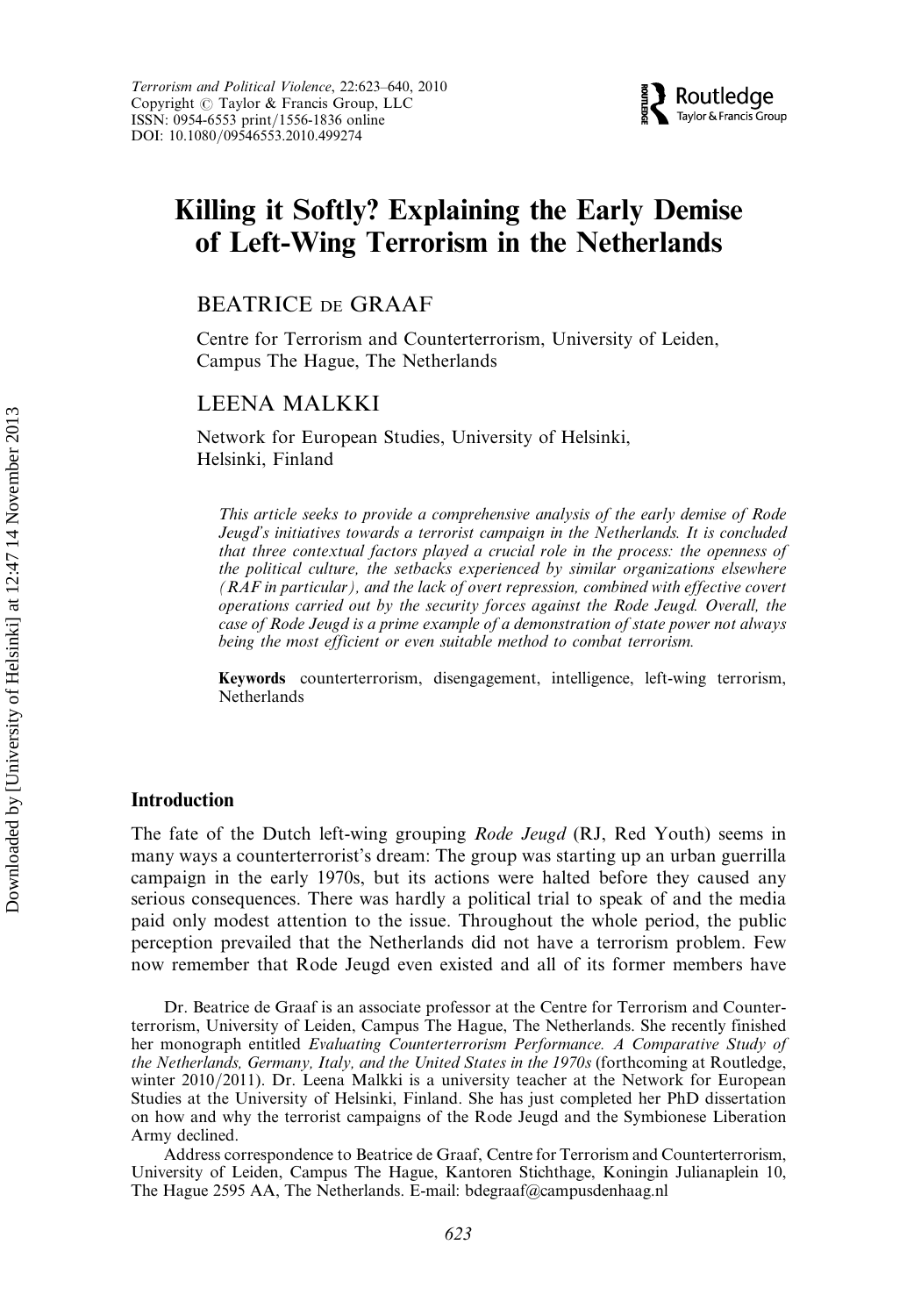# Killing it Softly? Explaining the Early Demise of Left-Wing Terrorism in the Netherlands

BEATRICE DE GRAAF

Centre for Terrorism and Counterterrorism, University of Leiden, Campus The Hague, The Netherlands

LEENA MALKKI

Network for European Studies, University of Helsinki, Helsinki, Finland

*This article seeks to provide a comprehensive analysis of the early demise of Rode Jeugd's initiatives towards a terrorist campaign in the Netherlands. It is concluded that three contextual factors played a crucial role in the process: the openness of the political culture, the setbacks experienced by similar organizations elsewhere (RAF in particular), and the lack of overt repression, combined with effective covert operations carried out by the security forces against the Rode Jeugd. Overall, the case of Rode Jeugd is a prime example of a demonstration of state power not always being the most efficient or even suitable method to combat terrorism.*

**Keywords** counterterrorism, disengagement, intelligence, left-wing terrorism, Netherlands

## Introduction

The fate of the Dutch left-wing grouping *Rode Jeugd* (RJ, Red Youth) seems in many ways a counterterrorist's dream: The group was starting up an urban guerrilla campaign in the early 1970s, but its actions were halted before they caused any serious consequences. There was hardly a political trial to speak of and the media paid only modest attention to the issue. Throughout the whole period, the public perception prevailed that the Netherlands did not have a terrorism problem. Few now remember that Rode Jeugd even existed and all of its former members have

Dr. Beatrice de Graaf is an associate professor at the Centre for Terrorism and Counterterrorism, University of Leiden, Campus The Hague, The Netherlands. She recently finished her monograph entitled *Evaluating Counterterrorism Performance. A Comparative Study of the Netherlands, Germany, Italy, and the United States in the 1970s* (forthcoming at Routledge, winter 2010/2011). Dr. Leena Malkki is a university teacher at the Network for European Studies at the University of Helsinki, Finland. She has just completed her PhD dissertation on how and why the terrorist campaigns of the Rode Jeugd and the Symbionese Liberation Army declined.

Address correspondence to Beatrice de Graaf, Centre for Terrorism and Counterterrorism, University of Leiden, Campus The Hague, Kantoren Stichthage, Koningin Julianaplein 10, The Hague 2595 AA, The Netherlands. E-mail: bdegraaf@campusdenhaag.nl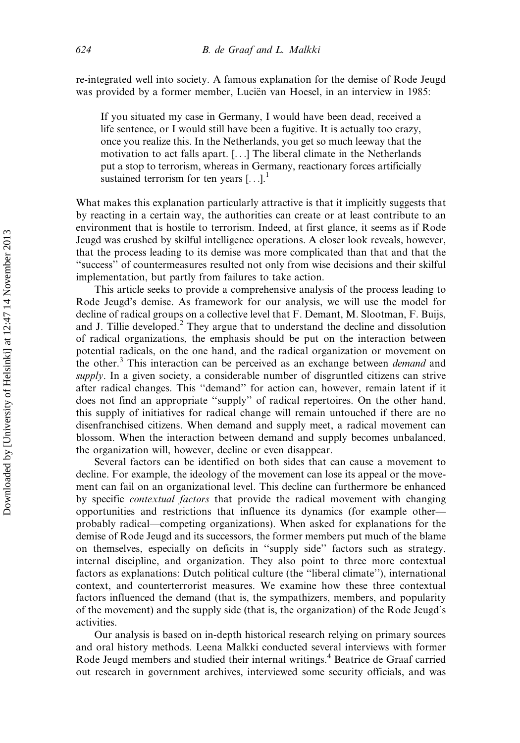re-integrated well into society. A famous explanation for the demise of Rode Jeugd was provided by a former member, Luciën van Hoesel, in an interview in 1985:

> If you situated my case in Germany, I would have been dead, received a life sentence, or I would still have been a fugitive. It is actually too crazy, once you realize this. In the Netherlands, you get so much leeway that the motivation to act falls apart. [...] The liberal climate in the Netherlands put a stop to terrorism, whereas in Germany, reactionary forces artificially sustained terrorism for ten years [...].[1]

What makes this explanation particularly attractive is that it implicitly suggests that by reacting in a certain way, the authorities can create or at least contribute to an environment that is hostile to terrorism. Indeed, at first glance, it seems as if Rode Jeugd was crushed by skilful intelligence operations. A closer look reveals, however, that the process leading to its demise was more complicated than that and that the "success" of countermeasures resulted not only from wise decisions and their skilful implementation, but partly from failures to take action.

This article seeks to provide a comprehensive analysis of the process leading to Rode Jeugd's demise. As framework for our analysis, we will use the model for decline of radical groups on a collective level that F. Demant, M. Slootman, F. Buijs, and J. Tillie developed.[2] They argue that to understand the decline and dissolution of radical organizations, the emphasis should be put on the interaction between potential radicals, on the one hand, and the radical organization or movement on the other.[3] This interaction can be perceived as an exchange between *demand* and *supply*. In a given society, a considerable number of disgruntled citizens can strive after radical changes. This "demand" for action can, however, remain latent if it does not find an appropriate "supply" of radical repertoires. On the other hand, this supply of initiatives for radical change will remain untouched if there are no disenfranchised citizens. When demand and supply meet, a radical movement can blossom. When the interaction between demand and supply becomes unbalanced, the organization will, however, decline or even disappear.

Several factors can be identified on both sides that can cause a movement to decline. For example, the ideology of the movement can lose its appeal or the movement can fail on an organizational level. This decline can furthermore be enhanced by specific *contextual factors* that provide the radical movement with changing opportunities and restrictions that influence its dynamics (for example other—probably radical—competing organizations). When asked for explanations for the demise of Rode Jeugd and its successors, the former members put much of the blame on themselves, especially on deficits in "supply side" factors such as strategy, internal discipline, and organization. They also point to three more contextual factors as explanations: Dutch political culture (the "liberal climate"), international context, and counterterrorist measures. We examine how these three contextual factors influenced the demand (that is, the sympathizers, members, and popularity of the movement) and the supply side (that is, the organization) of the Rode Jeugd's activities.

Our analysis is based on in-depth historical research relying on primary sources and oral history methods. Leena Malkki conducted several interviews with former Rode Jeugd members and studied their internal writings.[4] Beatrice de Graaf carried out research in government archives, interviewed some security officials, and was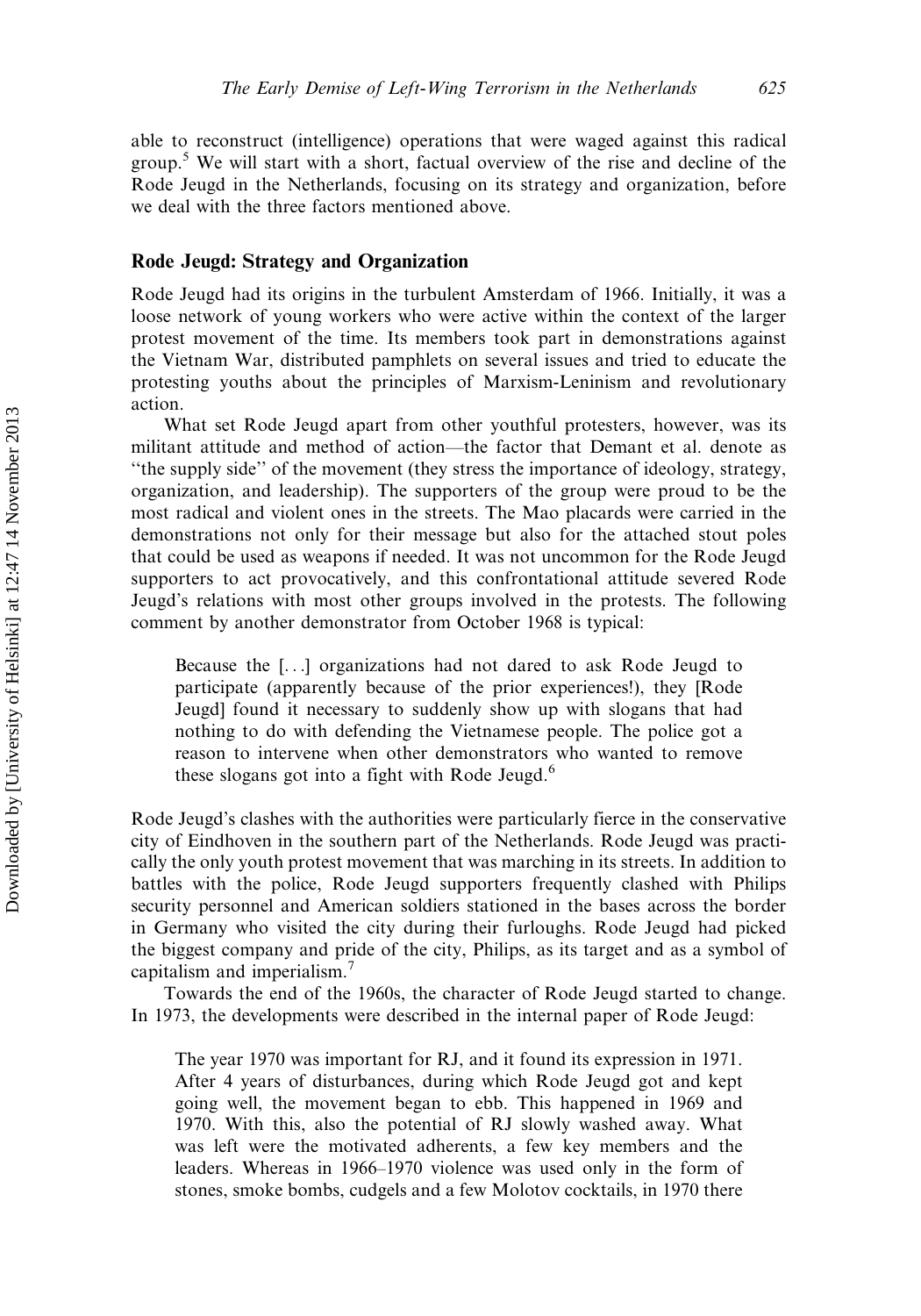able to reconstruct (intelligence) operations that were waged against this radical group.[5] We will start with a short, factual overview of the rise and decline of the Rode Jeugd in the Netherlands, focusing on its strategy and organization, before we deal with the three factors mentioned above.

## Rode Jeugd: Strategy and Organization

Rode Jeugd had its origins in the turbulent Amsterdam of 1966. Initially, it was a loose network of young workers who were active within the context of the larger protest movement of the time. Its members took part in demonstrations against the Vietnam War, distributed pamphlets on several issues and tried to educate the protesting youths about the principles of Marxism-Leninism and revolutionary action.

What set Rode Jeugd apart from other youthful protesters, however, was its militant attitude and method of action—the factor that Demant et al. denote as "the supply side" of the movement (they stress the importance of ideology, strategy, organization, and leadership). The supporters of the group were proud to be the most radical and violent ones in the streets. The Mao placards were carried in the demonstrations not only for their message but also for the attached stout poles that could be used as weapons if needed. It was not uncommon for the Rode Jeugd supporters to act provocatively, and this confrontational attitude severed Rode Jeugd's relations with most other groups involved in the protests. The following comment by another demonstrator from October 1968 is typical:

> Because the [...] organizations had not dared to ask Rode Jeugd to participate (apparently because of the prior experiences!), they [Rode Jeugd] found it necessary to suddenly show up with slogans that had nothing to do with defending the Vietnamese people. The police got a reason to intervene when other demonstrators who wanted to remove these slogans got into a fight with Rode Jeugd.[6]

Rode Jeugd's clashes with the authorities were particularly fierce in the conservative city of Eindhoven in the southern part of the Netherlands. Rode Jeugd was practically the only youth protest movement that was marching in its streets. In addition to battles with the police, Rode Jeugd supporters frequently clashed with Philips security personnel and American soldiers stationed in the bases across the border in Germany who visited the city during their furloughs. Rode Jeugd had picked the biggest company and pride of the city, Philips, as its target and as a symbol of capitalism and imperialism.[7]

Towards the end of the 1960s, the character of Rode Jeugd started to change. In 1973, the developments were described in the internal paper of Rode Jeugd:

> The year 1970 was important for RJ, and it found its expression in 1971. After 4 years of disturbances, during which Rode Jeugd got and kept going well, the movement began to ebb. This happened in 1969 and 1970. With this, also the potential of RJ slowly washed away. What was left were the motivated adherents, a few key members and the leaders. Whereas in 1966–1970 violence was used only in the form of stones, smoke bombs, cudgels and a few Molotov cocktails, in 1970 there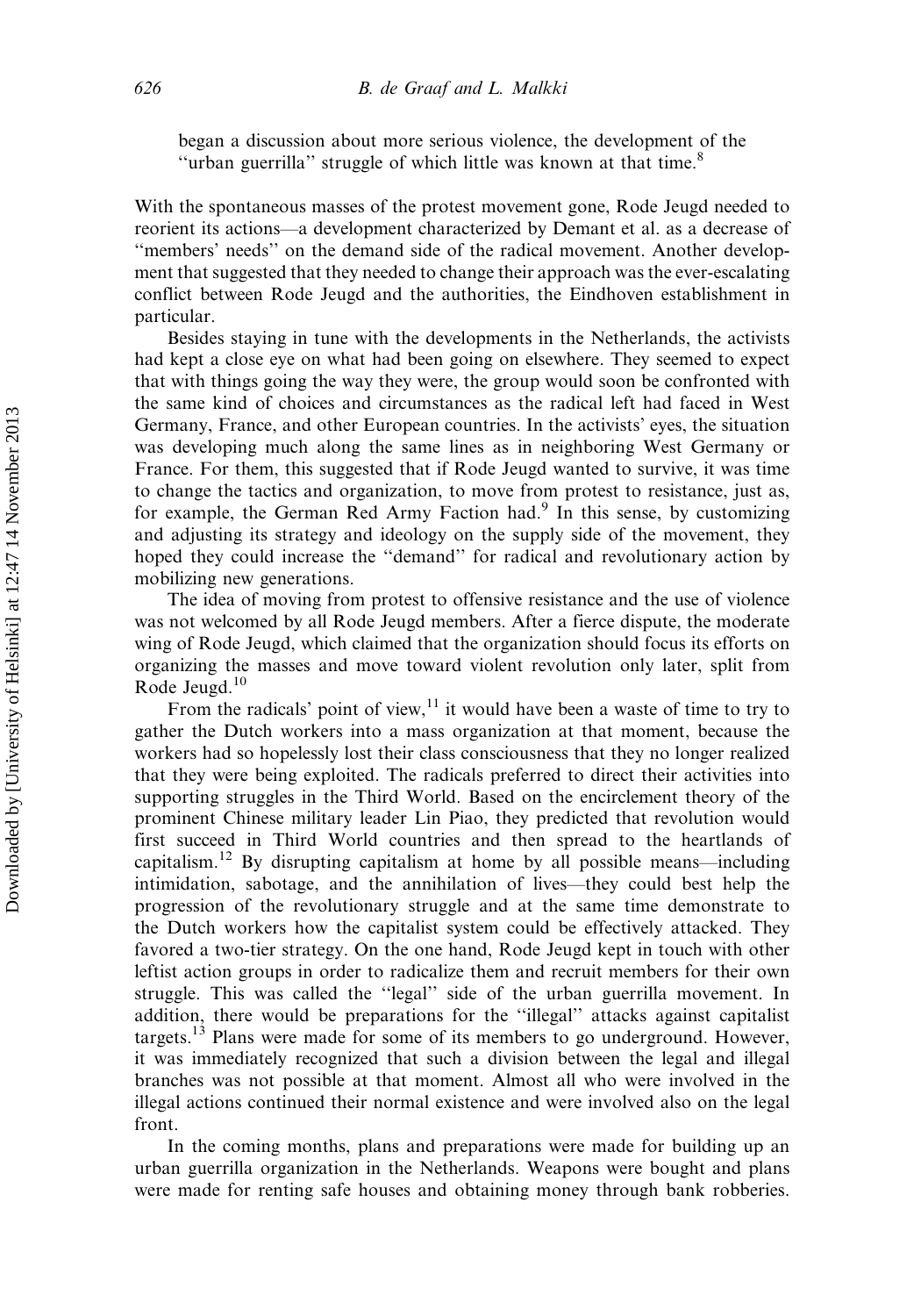> began a discussion about more serious violence, the development of the "urban guerrilla" struggle of which little was known at that time.[8]

With the spontaneous masses of the protest movement gone, Rode Jeugd needed to reorient its actions—a development characterized by Demant et al. as a decrease of "members' needs" on the demand side of the radical movement. Another development that suggested that they needed to change their approach was the ever-escalating conflict between Rode Jeugd and the authorities, the Eindhoven establishment in particular.

Besides staying in tune with the developments in the Netherlands, the activists had kept a close eye on what had been going on elsewhere. They seemed to expect that with things going the way they were, the group would soon be confronted with the same kind of choices and circumstances as the radical left had faced in West Germany, France, and other European countries. In the activists' eyes, the situation was developing much along the same lines as in neighboring West Germany or France. For them, this suggested that if Rode Jeugd wanted to survive, it was time to change the tactics and organization, to move from protest to resistance, just as, for example, the German Red Army Faction had.[9] In this sense, by customizing and adjusting its strategy and ideology on the supply side of the movement, they hoped they could increase the "demand" for radical and revolutionary action by mobilizing new generations.

The idea of moving from protest to offensive resistance and the use of violence was not welcomed by all Rode Jeugd members. After a fierce dispute, the moderate wing of Rode Jeugd, which claimed that the organization should focus its efforts on organizing the masses and move toward violent revolution only later, split from Rode Jeugd.[10]

From the radicals' point of view,[11] it would have been a waste of time to try to gather the Dutch workers into a mass organization at that moment, because the workers had so hopelessly lost their class consciousness that they no longer realized that they were being exploited. The radicals preferred to direct their activities into supporting struggles in the Third World. Based on the encirclement theory of the prominent Chinese military leader Lin Piao, they predicted that revolution would first succeed in Third World countries and then spread to the heartlands of capitalism.[12] By disrupting capitalism at home by all possible means—including intimidation, sabotage, and the annihilation of lives—they could best help the progression of the revolutionary struggle and at the same time demonstrate to the Dutch workers how the capitalist system could be effectively attacked. They favored a two-tier strategy. On the one hand, Rode Jeugd kept in touch with other leftist action groups in order to radicalize them and recruit members for their own struggle. This was called the "legal" side of the urban guerrilla movement. In addition, there would be preparations for the "illegal" attacks against capitalist targets.[13] Plans were made for some of its members to go underground. However, it was immediately recognized that such a division between the legal and illegal branches was not possible at that moment. Almost all who were involved in the illegal actions continued their normal existence and were involved also on the legal front.

In the coming months, plans and preparations were made for building up an urban guerrilla organization in the Netherlands. Weapons were bought and plans were made for renting safe houses and obtaining money through bank robberies.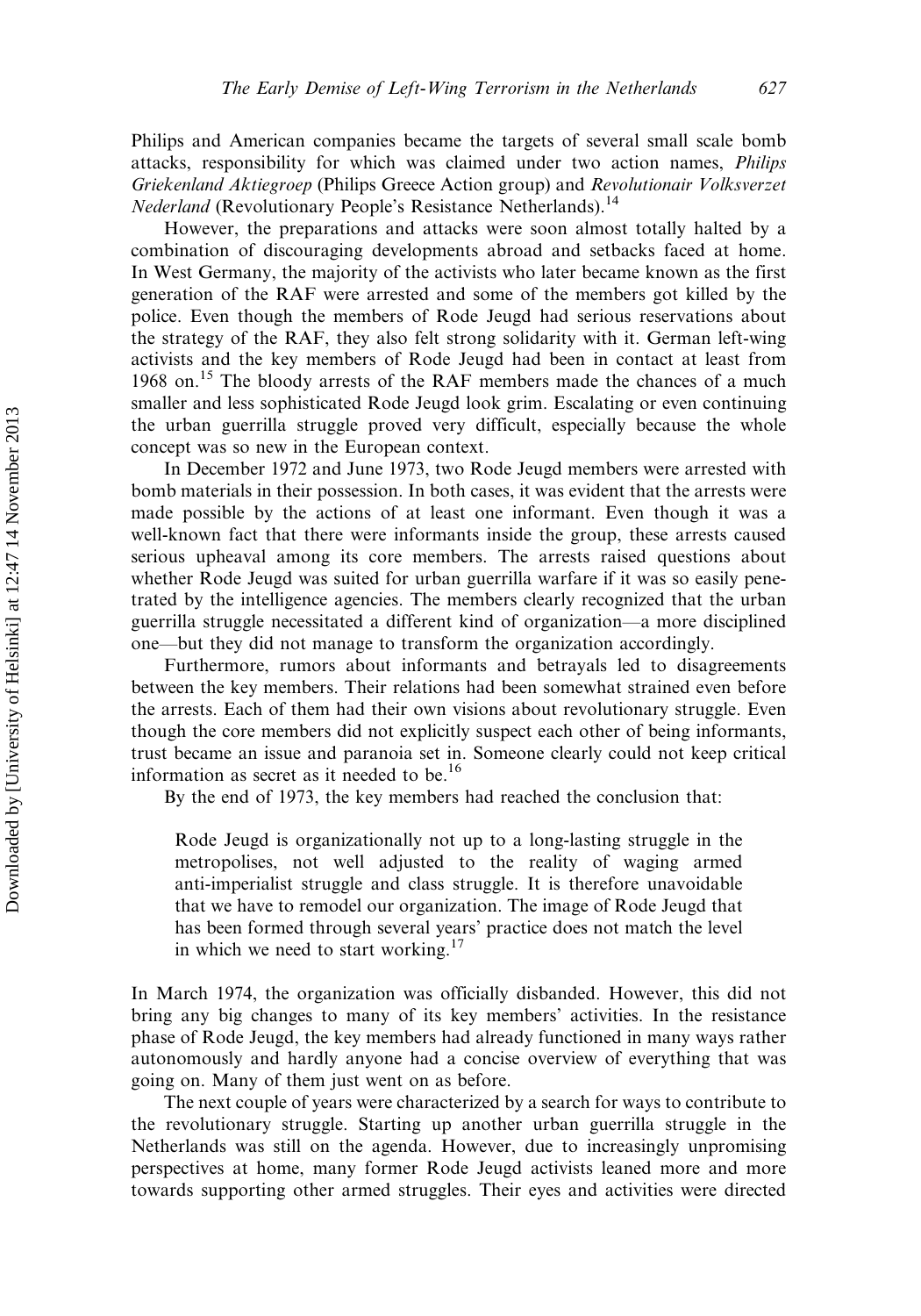Philips and American companies became the targets of several small scale bomb attacks, responsibility for which was claimed under two action names, *Philips Griekenland Aktiegroep* (Philips Greece Action group) and *Revolutionair Volksverzet Nederland* (Revolutionary People's Resistance Netherlands).[14]

However, the preparations and attacks were soon almost totally halted by a combination of discouraging developments abroad and setbacks faced at home. In West Germany, the majority of the activists who later became known as the first generation of the RAF were arrested and some of the members got killed by the police. Even though the members of Rode Jeugd had serious reservations about the strategy of the RAF, they also felt strong solidarity with it. German left-wing activists and the key members of Rode Jeugd had been in contact at least from 1968 on.[15] The bloody arrests of the RAF members made the chances of a much smaller and less sophisticated Rode Jeugd look grim. Escalating or even continuing the urban guerrilla struggle proved very difficult, especially because the whole concept was so new in the European context.

In December 1972 and June 1973, two Rode Jeugd members were arrested with bomb materials in their possession. In both cases, it was evident that the arrests were made possible by the actions of at least one informant. Even though it was a well-known fact that there were informants inside the group, these arrests caused serious upheaval among its core members. The arrests raised questions about whether Rode Jeugd was suited for urban guerrilla warfare if it was so easily penetrated by the intelligence agencies. The members clearly recognized that the urban guerrilla struggle necessitated a different kind of organization—a more disciplined one—but they did not manage to transform the organization accordingly.

Furthermore, rumors about informants and betrayals led to disagreements between the key members. Their relations had been somewhat strained even before the arrests. Each of them had their own visions about revolutionary struggle. Even though the core members did not explicitly suspect each other of being informants, trust became an issue and paranoia set in. Someone clearly could not keep critical information as secret as it needed to be.[16]

By the end of 1973, the key members had reached the conclusion that:

> Rode Jeugd is organizationally not up to a long-lasting struggle in the metropolises, not well adjusted to the reality of waging armed anti-imperialist struggle and class struggle. It is therefore unavoidable that we have to remodel our organization. The image of Rode Jeugd that has been formed through several years' practice does not match the level in which we need to start working.[17]

In March 1974, the organization was officially disbanded. However, this did not bring any big changes to many of its key members' activities. In the resistance phase of Rode Jeugd, the key members had already functioned in many ways rather autonomously and hardly anyone had a concise overview of everything that was going on. Many of them just went on as before.

The next couple of years were characterized by a search for ways to contribute to the revolutionary struggle. Starting up another urban guerrilla struggle in the Netherlands was still on the agenda. However, due to increasingly unpromising perspectives at home, many former Rode Jeugd activists leaned more and more towards supporting other armed struggles. Their eyes and activities were directed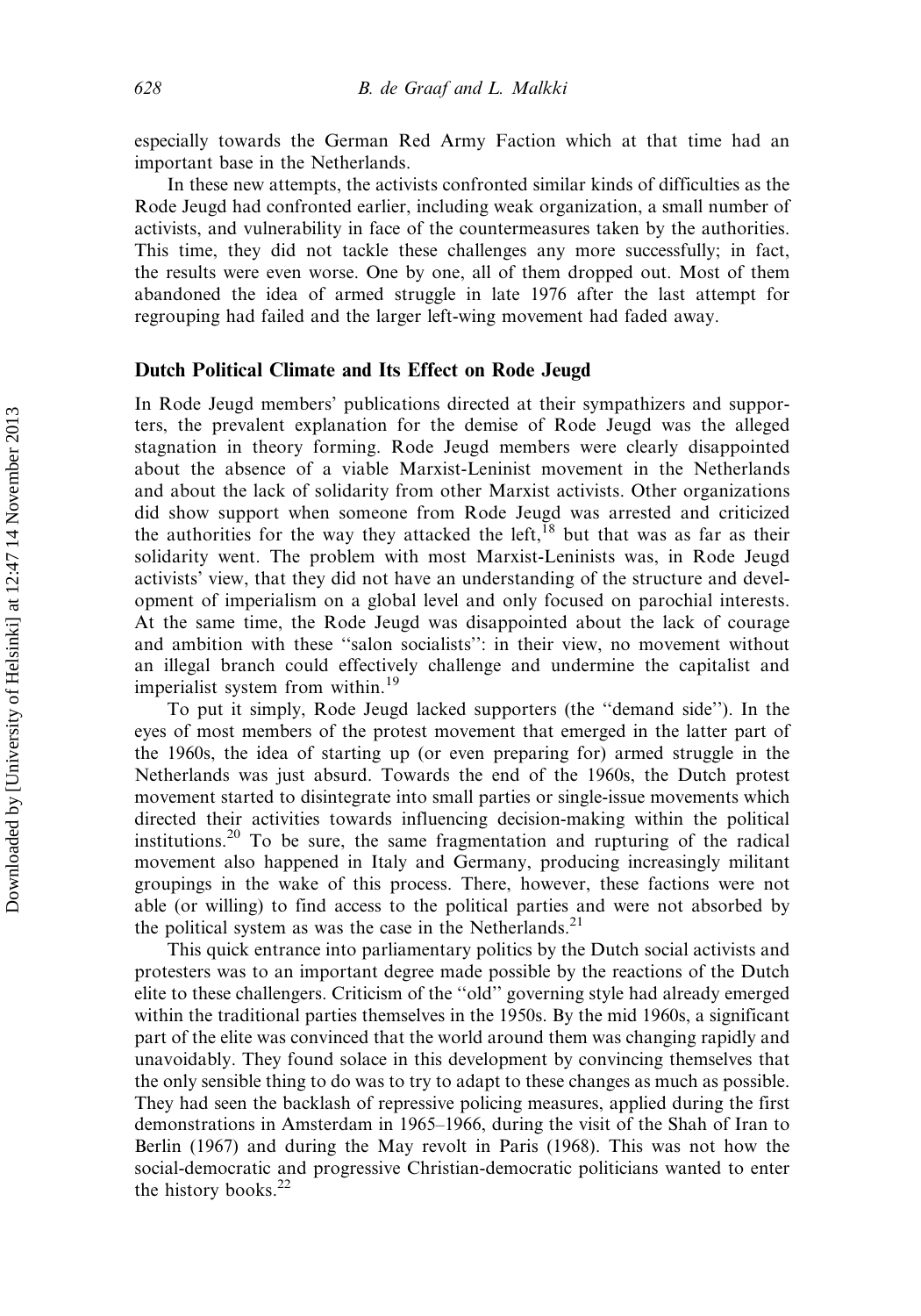especially towards the German Red Army Faction which at that time had an important base in the Netherlands.

In these new attempts, the activists confronted similar kinds of difficulties as the Rode Jeugd had confronted earlier, including weak organization, a small number of activists, and vulnerability in face of the countermeasures taken by the authorities. This time, they did not tackle these challenges any more successfully; in fact, the results were even worse. One by one, all of them dropped out. Most of them abandoned the idea of armed struggle in late 1976 after the last attempt for regrouping had failed and the larger left-wing movement had faded away.

### Dutch Political Climate and Its Effect on Rode Jeugd

In Rode Jeugd members' publications directed at their sympathizers and supporters, the prevalent explanation for the demise of Rode Jeugd was the alleged stagnation in theory forming. Rode Jeugd members were clearly disappointed about the absence of a viable Marxist-Leninist movement in the Netherlands and about the lack of solidarity from other Marxist activists. Other organizations did show support when someone from Rode Jeugd was arrested and criticized the authorities for the way they attacked the left,[18] but that was as far as their solidarity went. The problem with most Marxist-Leninists was, in Rode Jeugd activists' view, that they did not have an understanding of the structure and development of imperialism on a global level and only focused on parochial interests. At the same time, the Rode Jeugd was disappointed about the lack of courage and ambition with these ''salon socialists'': in their view, no movement without an illegal branch could effectively challenge and undermine the capitalist and imperialist system from within.[19]

To put it simply, Rode Jeugd lacked supporters (the ''demand side''). In the eyes of most members of the protest movement that emerged in the latter part of the 1960s, the idea of starting up (or even preparing for) armed struggle in the Netherlands was just absurd. Towards the end of the 1960s, the Dutch protest movement started to disintegrate into small parties or single-issue movements which directed their activities towards influencing decision-making within the political institutions.[20] To be sure, the same fragmentation and rupturing of the radical movement also happened in Italy and Germany, producing increasingly militant groupings in the wake of this process. There, however, these factions were not able (or willing) to find access to the political parties and were not absorbed by the political system as was the case in the Netherlands.[21]

This quick entrance into parliamentary politics by the Dutch social activists and protesters was to an important degree made possible by the reactions of the Dutch elite to these challengers. Criticism of the ''old'' governing style had already emerged within the traditional parties themselves in the 1950s. By the mid 1960s, a significant part of the elite was convinced that the world around them was changing rapidly and unavoidably. They found solace in this development by convincing themselves that the only sensible thing to do was to try to adapt to these changes as much as possible. They had seen the backlash of repressive policing measures, applied during the first demonstrations in Amsterdam in 1965–1966, during the visit of the Shah of Iran to Berlin (1967) and during the May revolt in Paris (1968). This was not how the social-democratic and progressive Christian-democratic politicians wanted to enter the history books.[22]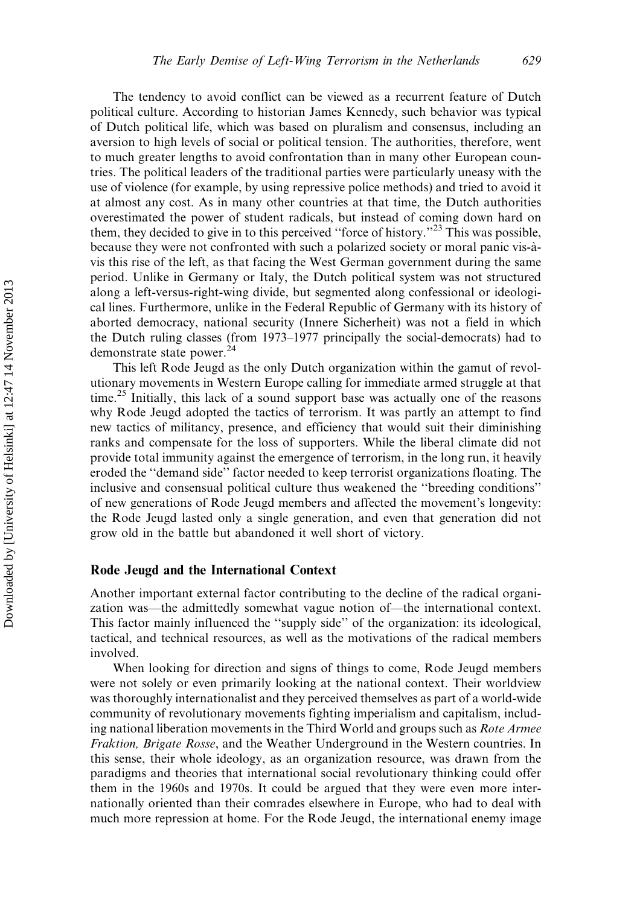The tendency to avoid conflict can be viewed as a recurrent feature of Dutch political culture. According to historian James Kennedy, such behavior was typical of Dutch political life, which was based on pluralism and consensus, including an aversion to high levels of social or political tension. The authorities, therefore, went to much greater lengths to avoid confrontation than in many other European countries. The political leaders of the traditional parties were particularly uneasy with the use of violence (for example, by using repressive police methods) and tried to avoid it at almost any cost. As in many other countries at that time, the Dutch authorities overestimated the power of student radicals, but instead of coming down hard on them, they decided to give in to this perceived ''force of history.''[23] This was possible, because they were not confronted with such a polarized society or moral panic vis-à-vis this rise of the left, as that facing the West German government during the same period. Unlike in Germany or Italy, the Dutch political system was not structured along a left-versus-right-wing divide, but segmented along confessional or ideological lines. Furthermore, unlike in the Federal Republic of Germany with its history of aborted democracy, national security (Innere Sicherheit) was not a field in which the Dutch ruling classes (from 1973–1977 principally the social-democrats) had to demonstrate state power.[24]

This left Rode Jeugd as the only Dutch organization within the gamut of revolutionary movements in Western Europe calling for immediate armed struggle at that time.[25] Initially, this lack of a sound support base was actually one of the reasons why Rode Jeugd adopted the tactics of terrorism. It was partly an attempt to find new tactics of militancy, presence, and efficiency that would suit their diminishing ranks and compensate for the loss of supporters. While the liberal climate did not provide total immunity against the emergence of terrorism, in the long run, it heavily eroded the ''demand side'' factor needed to keep terrorist organizations floating. The inclusive and consensual political culture thus weakened the ''breeding conditions'' of new generations of Rode Jeugd members and affected the movement's longevity: the Rode Jeugd lasted only a single generation, and even that generation did not grow old in the battle but abandoned it well short of victory.

## Rode Jeugd and the International Context

Another important external factor contributing to the decline of the radical organization was—the admittedly somewhat vague notion of—the international context. This factor mainly influenced the ''supply side'' of the organization: its ideological, tactical, and technical resources, as well as the motivations of the radical members involved.

When looking for direction and signs of things to come, Rode Jeugd members were not solely or even primarily looking at the national context. Their worldview was thoroughly internationalist and they perceived themselves as part of a world-wide community of revolutionary movements fighting imperialism and capitalism, including national liberation movements in the Third World and groups such as *Rote Armee Fraktion, Brigate Rosse*, and the Weather Underground in the Western countries. In this sense, their whole ideology, as an organization resource, was drawn from the paradigms and theories that international social revolutionary thinking could offer them in the 1960s and 1970s. It could be argued that they were even more internationally oriented than their comrades elsewhere in Europe, who had to deal with much more repression at home. For the Rode Jeugd, the international enemy image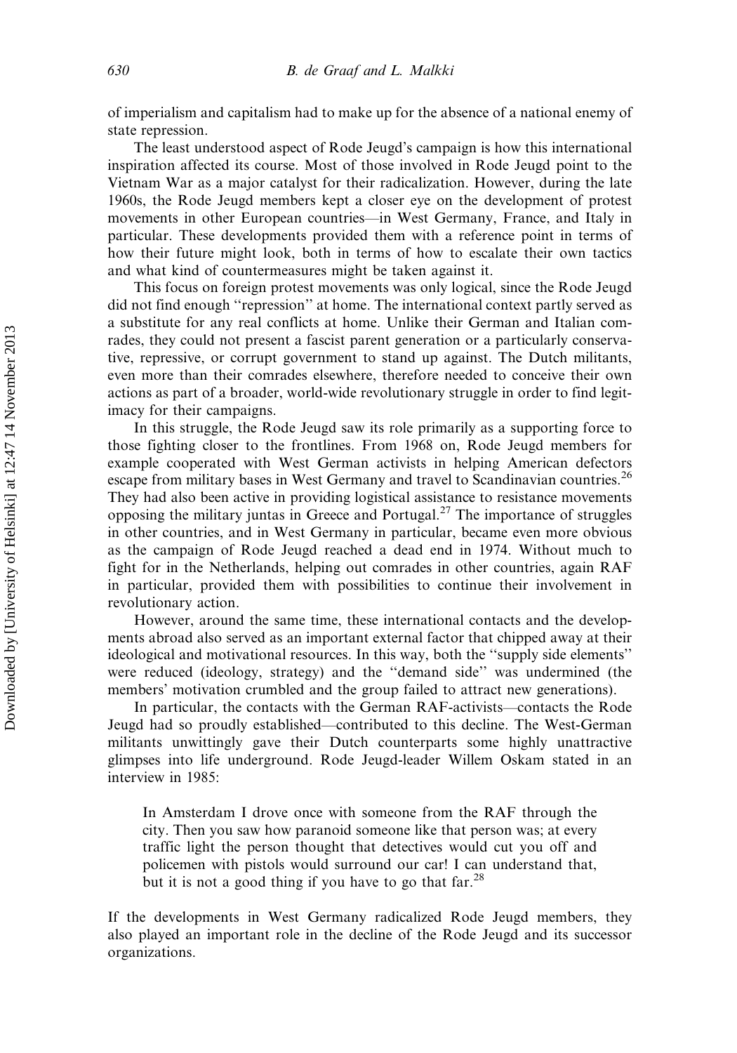of imperialism and capitalism had to make up for the absence of a national enemy of state repression.

The least understood aspect of Rode Jeugd's campaign is how this international inspiration affected its course. Most of those involved in Rode Jeugd point to the Vietnam War as a major catalyst for their radicalization. However, during the late 1960s, the Rode Jeugd members kept a closer eye on the development of protest movements in other European countries—in West Germany, France, and Italy in particular. These developments provided them with a reference point in terms of how their future might look, both in terms of how to escalate their own tactics and what kind of countermeasures might be taken against it.

This focus on foreign protest movements was only logical, since the Rode Jeugd did not find enough "repression" at home. The international context partly served as a substitute for any real conflicts at home. Unlike their German and Italian comrades, they could not present a fascist parent generation or a particularly conservative, repressive, or corrupt government to stand up against. The Dutch militants, even more than their comrades elsewhere, therefore needed to conceive their own actions as part of a broader, world-wide revolutionary struggle in order to find legitimacy for their campaigns.

In this struggle, the Rode Jeugd saw its role primarily as a supporting force to those fighting closer to the frontlines. From 1968 on, Rode Jeugd members for example cooperated with West German activists in helping American defectors escape from military bases in West Germany and travel to Scandinavian countries.[26] They had also been active in providing logistical assistance to resistance movements opposing the military juntas in Greece and Portugal.[27] The importance of struggles in other countries, and in West Germany in particular, became even more obvious as the campaign of Rode Jeugd reached a dead end in 1974. Without much to fight for in the Netherlands, helping out comrades in other countries, again RAF in particular, provided them with possibilities to continue their involvement in revolutionary action.

However, around the same time, these international contacts and the developments abroad also served as an important external factor that chipped away at their ideological and motivational resources. In this way, both the "supply side elements" were reduced (ideology, strategy) and the "demand side" was undermined (the members' motivation crumbled and the group failed to attract new generations).

In particular, the contacts with the German RAF-activists—contacts the Rode Jeugd had so proudly established—contributed to this decline. The West-German militants unwittingly gave their Dutch counterparts some highly unattractive glimpses into life underground. Rode Jeugd-leader Willem Oskam stated in an interview in 1985:

> In Amsterdam I drove once with someone from the RAF through the city. Then you saw how paranoid someone like that person was; at every traffic light the person thought that detectives would cut you off and policemen with pistols would surround our car! I can understand that, but it is not a good thing if you have to go that far.[28]

If the developments in West Germany radicalized Rode Jeugd members, they also played an important role in the decline of the Rode Jeugd and its successor organizations.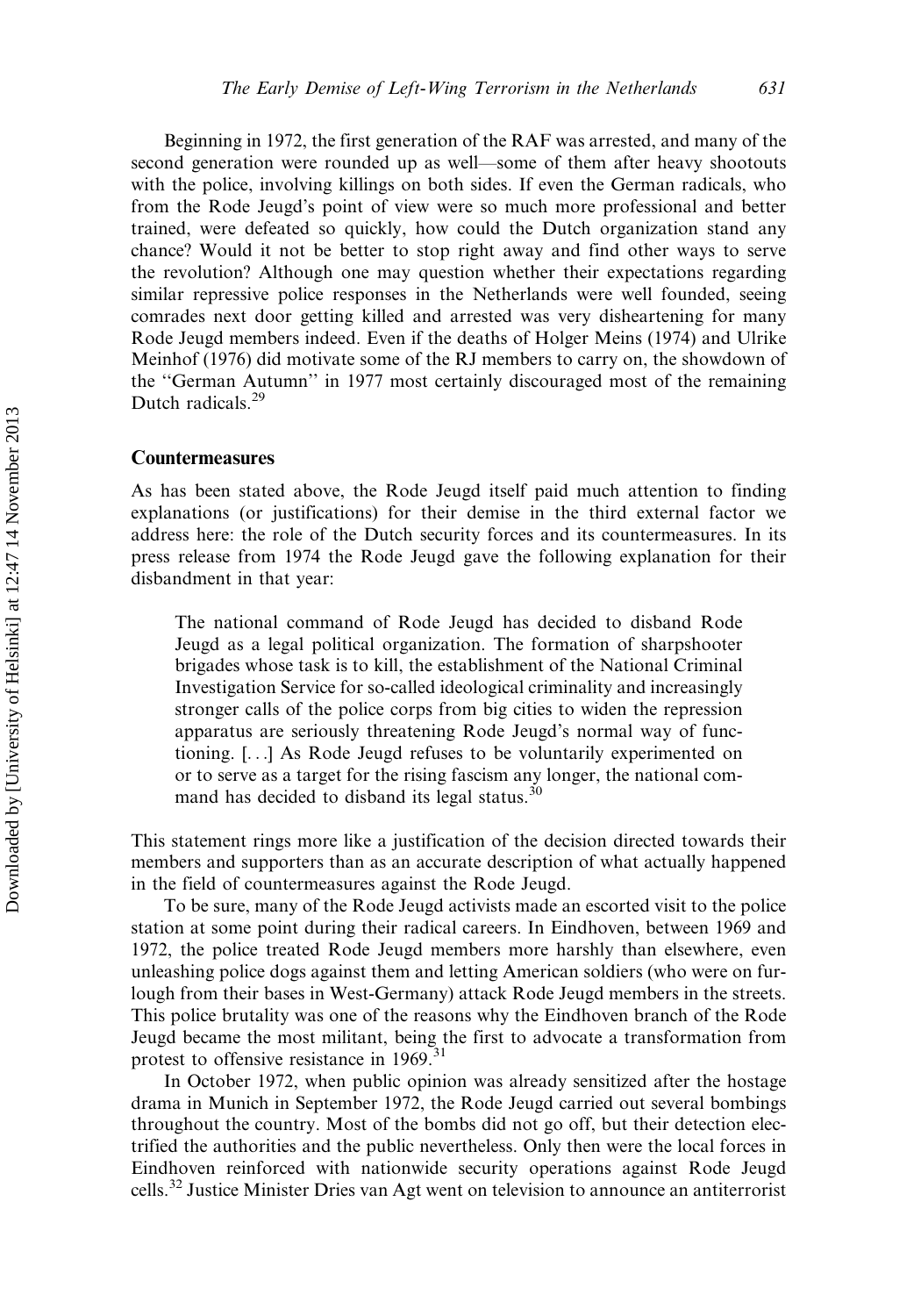Beginning in 1972, the first generation of the RAF was arrested, and many of the second generation were rounded up as well—some of them after heavy shootouts with the police, involving killings on both sides. If even the German radicals, who from the Rode Jeugd's point of view were so much more professional and better trained, were defeated so quickly, how could the Dutch organization stand any chance? Would it not be better to stop right away and find other ways to serve the revolution? Although one may question whether their expectations regarding similar repressive police responses in the Netherlands were well founded, seeing comrades next door getting killed and arrested was very disheartening for many Rode Jeugd members indeed. Even if the deaths of Holger Meins (1974) and Ulrike Meinhof (1976) did motivate some of the RJ members to carry on, the showdown of the "German Autumn" in 1977 most certainly discouraged most of the remaining Dutch radicals.[29]

## Countermeasures

As has been stated above, the Rode Jeugd itself paid much attention to finding explanations (or justifications) for their demise in the third external factor we address here: the role of the Dutch security forces and its countermeasures. In its press release from 1974 the Rode Jeugd gave the following explanation for their disbandment in that year:

> The national command of Rode Jeugd has decided to disband Rode Jeugd as a legal political organization. The formation of sharpshooter brigades whose task is to kill, the establishment of the National Criminal Investigation Service for so-called ideological criminality and increasingly stronger calls of the police corps from big cities to widen the repression apparatus are seriously threatening Rode Jeugd's normal way of functioning. [...] As Rode Jeugd refuses to be voluntarily experimented on or to serve as a target for the rising fascism any longer, the national command has decided to disband its legal status.[30]

This statement rings more like a justification of the decision directed towards their members and supporters than as an accurate description of what actually happened in the field of countermeasures against the Rode Jeugd.

To be sure, many of the Rode Jeugd activists made an escorted visit to the police station at some point during their radical careers. In Eindhoven, between 1969 and 1972, the police treated Rode Jeugd members more harshly than elsewhere, even unleashing police dogs against them and letting American soldiers (who were on furlough from their bases in West-Germany) attack Rode Jeugd members in the streets. This police brutality was one of the reasons why the Eindhoven branch of the Rode Jeugd became the most militant, being the first to advocate a transformation from protest to offensive resistance in 1969.[31]

In October 1972, when public opinion was already sensitized after the hostage drama in Munich in September 1972, the Rode Jeugd carried out several bombings throughout the country. Most of the bombs did not go off, but their detection electrified the authorities and the public nevertheless. Only then were the local forces in Eindhoven reinforced with nationwide security operations against Rode Jeugd cells.[32] Justice Minister Dries van Agt went on television to announce an antiterrorist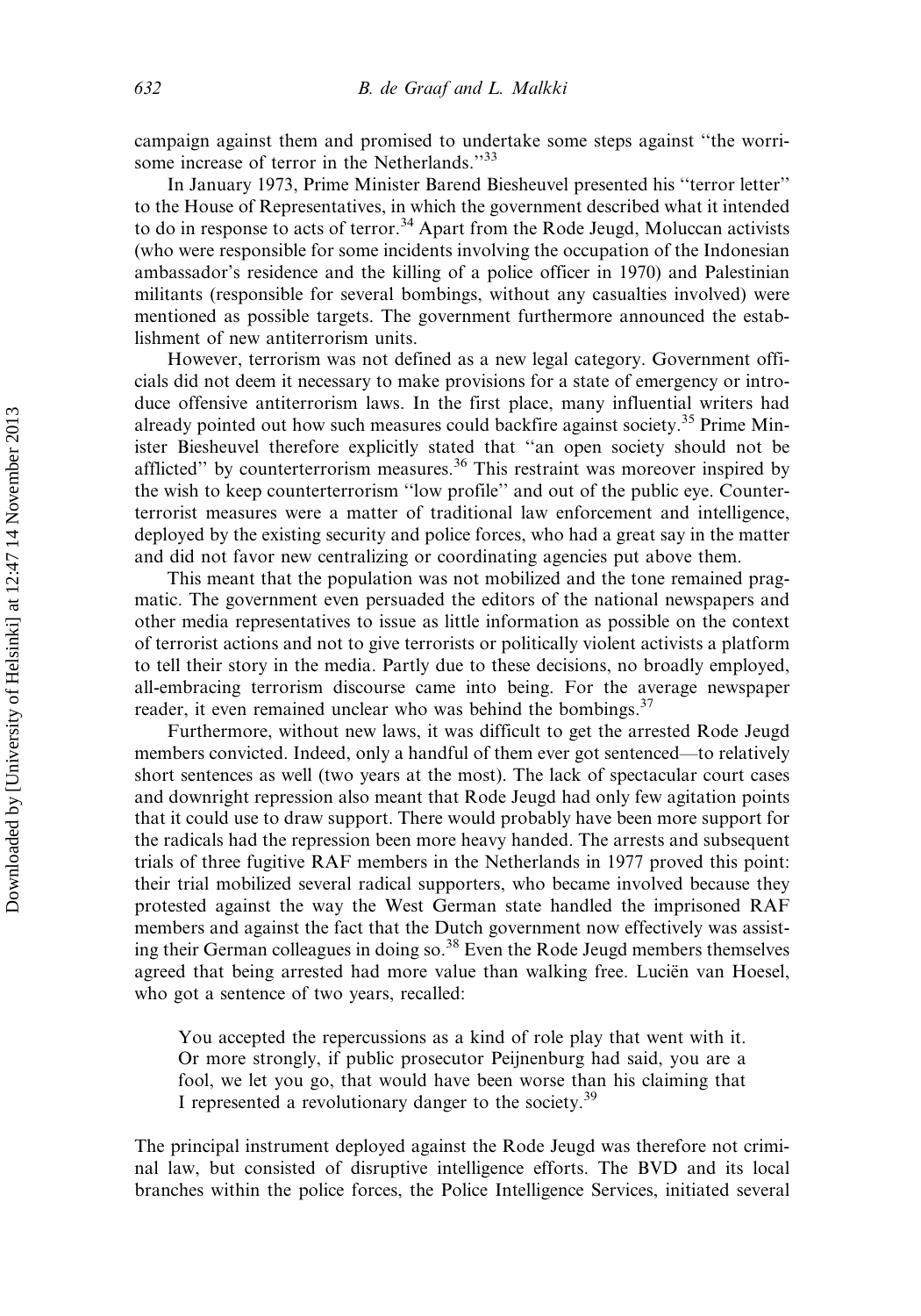campaign against them and promised to undertake some steps against "the worrisome increase of terror in the Netherlands."[33]

In January 1973, Prime Minister Barend Biesheuvel presented his "terror letter" to the House of Representatives, in which the government described what it intended to do in response to acts of terror.[34] Apart from the Rode Jeugd, Moluccan activists (who were responsible for some incidents involving the occupation of the Indonesian ambassador's residence and the killing of a police officer in 1970) and Palestinian militants (responsible for several bombings, without any casualties involved) were mentioned as possible targets. The government furthermore announced the establishment of new antiterrorism units.

However, terrorism was not defined as a new legal category. Government officials did not deem it necessary to make provisions for a state of emergency or introduce offensive antiterrorism laws. In the first place, many influential writers had already pointed out how such measures could backfire against society.[35] Prime Minister Biesheuvel therefore explicitly stated that "an open society should not be afflicted" by counterterrorism measures.[36] This restraint was moreover inspired by the wish to keep counterterrorism "low profile" and out of the public eye. Counterterrorist measures were a matter of traditional law enforcement and intelligence, deployed by the existing security and police forces, who had a great say in the matter and did not favor new centralizing or coordinating agencies put above them.

This meant that the population was not mobilized and the tone remained pragmatic. The government even persuaded the editors of the national newspapers and other media representatives to issue as little information as possible on the context of terrorist actions and not to give terrorists or politically violent activists a platform to tell their story in the media. Partly due to these decisions, no broadly employed, all-embracing terrorism discourse came into being. For the average newspaper reader, it even remained unclear who was behind the bombings.[37]

Furthermore, without new laws, it was difficult to get the arrested Rode Jeugd members convicted. Indeed, only a handful of them ever got sentenced—to relatively short sentences as well (two years at the most). The lack of spectacular court cases and downright repression also meant that Rode Jeugd had only few agitation points that it could use to draw support. There would probably have been more support for the radicals had the repression been more heavy handed. The arrests and subsequent trials of three fugitive RAF members in the Netherlands in 1977 proved this point: their trial mobilized several radical supporters, who became involved because they protested against the way the West German state handled the imprisoned RAF members and against the fact that the Dutch government now effectively was assisting their German colleagues in doing so.[38] Even the Rode Jeugd members themselves agreed that being arrested had more value than walking free. Luciën van Hoesel, who got a sentence of two years, recalled:

> You accepted the repercussions as a kind of role play that went with it. Or more strongly, if public prosecutor Peijnenburg had said, you are a fool, we let you go, that would have been worse than his claiming that I represented a revolutionary danger to the society.[39]

The principal instrument deployed against the Rode Jeugd was therefore not criminal law, but consisted of disruptive intelligence efforts. The BVD and its local branches within the police forces, the Police Intelligence Services, initiated several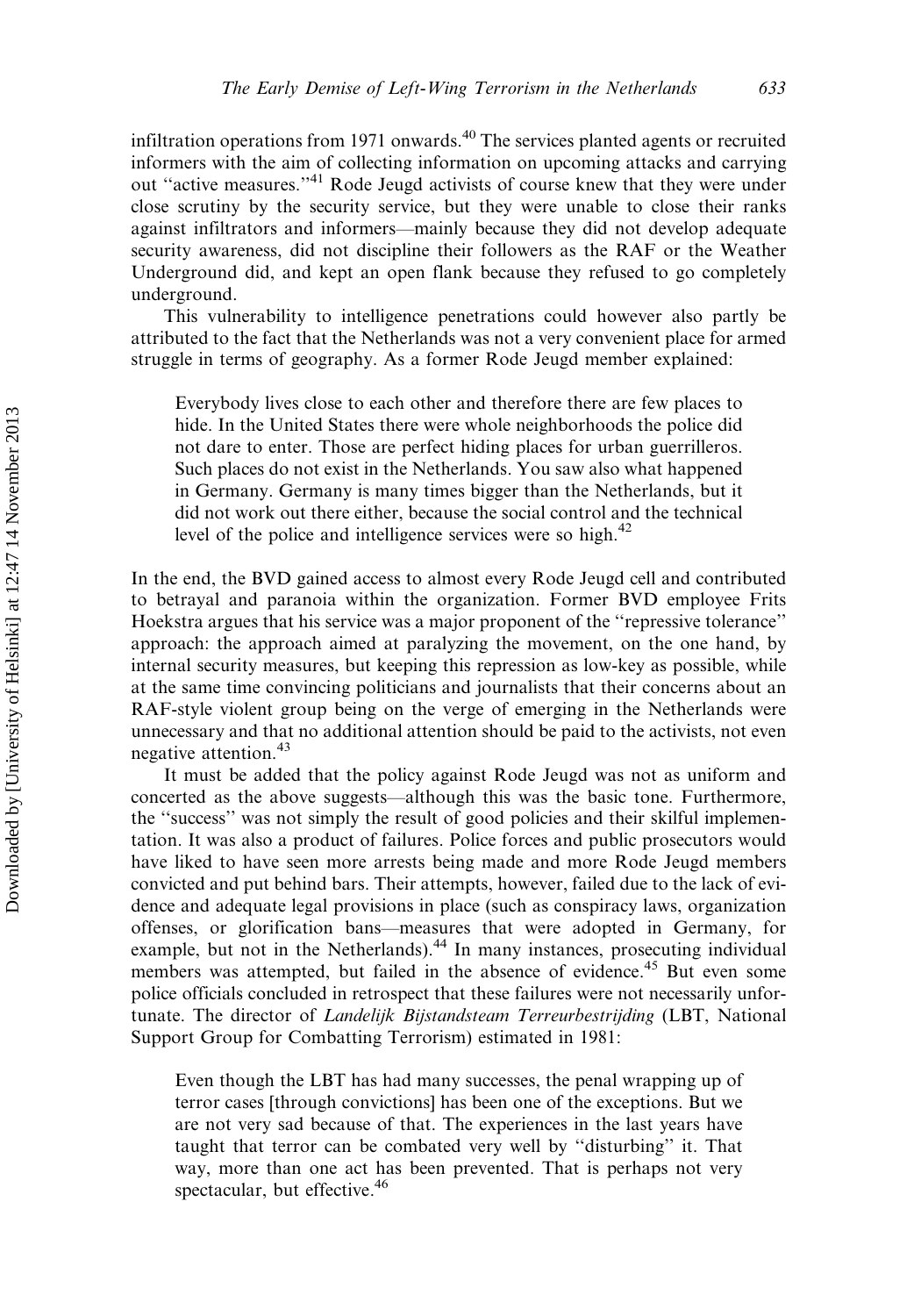infiltration operations from 1971 onwards.[40] The services planted agents or recruited informers with the aim of collecting information on upcoming attacks and carrying out "active measures."[41] Rode Jeugd activists of course knew that they were under close scrutiny by the security service, but they were unable to close their ranks against infiltrators and informers—mainly because they did not develop adequate security awareness, did not discipline their followers as the RAF or the Weather Underground did, and kept an open flank because they refused to go completely underground.

This vulnerability to intelligence penetrations could however also partly be attributed to the fact that the Netherlands was not a very convenient place for armed struggle in terms of geography. As a former Rode Jeugd member explained:

> Everybody lives close to each other and therefore there are few places to hide. In the United States there were whole neighborhoods the police did not dare to enter. Those are perfect hiding places for urban guerrilleros. Such places do not exist in the Netherlands. You saw also what happened in Germany. Germany is many times bigger than the Netherlands, but it did not work out there either, because the social control and the technical level of the police and intelligence services were so high.[42]

In the end, the BVD gained access to almost every Rode Jeugd cell and contributed to betrayal and paranoia within the organization. Former BVD employee Frits Hoekstra argues that his service was a major proponent of the "repressive tolerance" approach: the approach aimed at paralyzing the movement, on the one hand, by internal security measures, but keeping this repression as low-key as possible, while at the same time convincing politicians and journalists that their concerns about an RAF-style violent group being on the verge of emerging in the Netherlands were unnecessary and that no additional attention should be paid to the activists, not even negative attention.[43]

It must be added that the policy against Rode Jeugd was not as uniform and concerted as the above suggests—although this was the basic tone. Furthermore, the "success" was not simply the result of good policies and their skilful implementation. It was also a product of failures. Police forces and public prosecutors would have liked to have seen more arrests being made and more Rode Jeugd members convicted and put behind bars. Their attempts, however, failed due to the lack of evidence and adequate legal provisions in place (such as conspiracy laws, organization offenses, or glorification bans—measures that were adopted in Germany, for example, but not in the Netherlands).[44] In many instances, prosecuting individual members was attempted, but failed in the absence of evidence.[45] But even some police officials concluded in retrospect that these failures were not necessarily unfortunate. The director of *Landelijk Bijstandsteam Terreurbestrijding* (LBT, National Support Group for Combatting Terrorism) estimated in 1981:

> Even though the LBT has had many successes, the penal wrapping up of terror cases [through convictions] has been one of the exceptions. But we are not very sad because of that. The experiences in the last years have taught that terror can be combated very well by "disturbing" it. That way, more than one act has been prevented. That is perhaps not very spectacular, but effective.[46]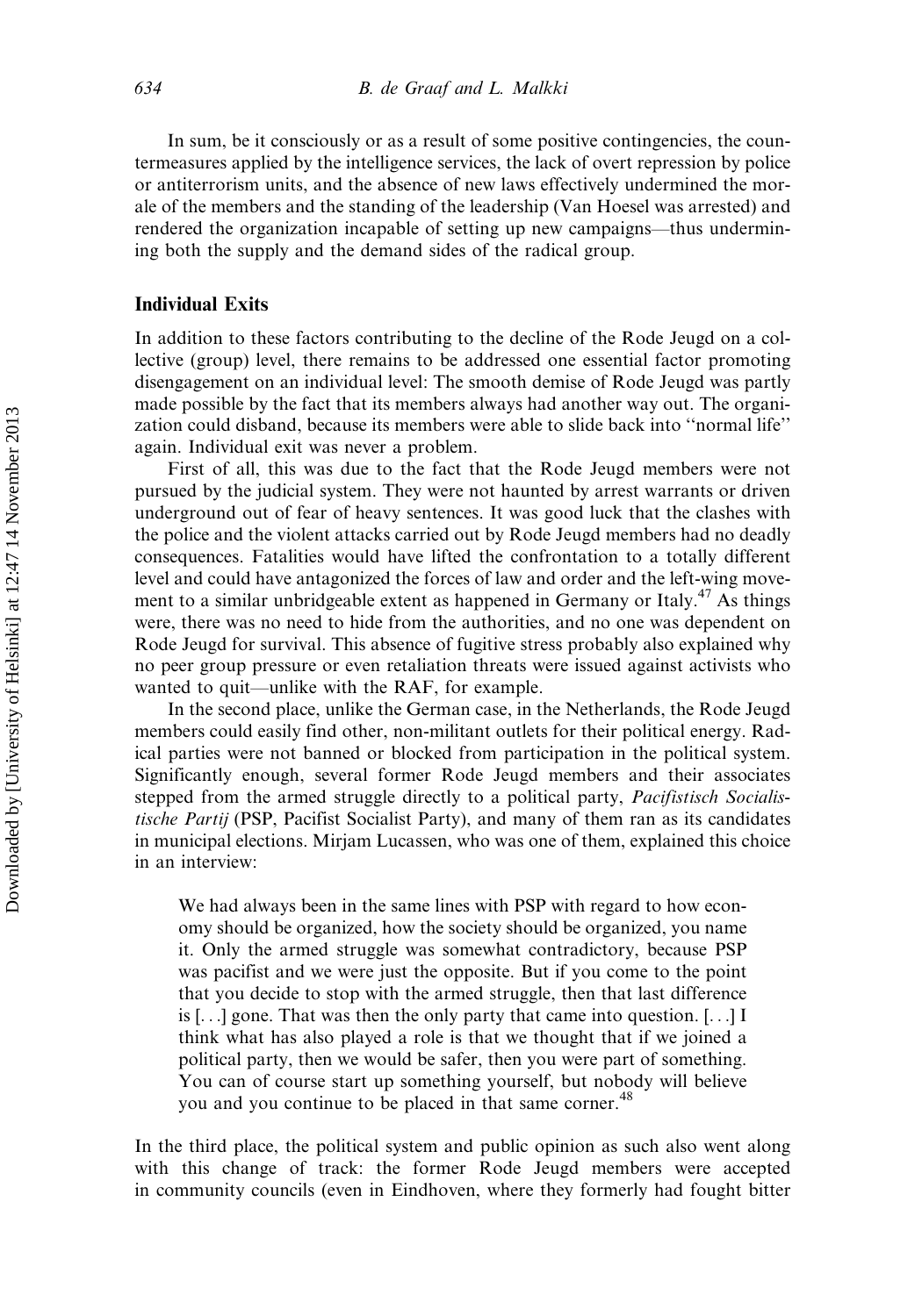In sum, be it consciously or as a result of some positive contingencies, the countermeasures applied by the intelligence services, the lack of overt repression by police or antiterrorism units, and the absence of new laws effectively undermined the morale of the members and the standing of the leadership (Van Hoesel was arrested) and rendered the organization incapable of setting up new campaigns—thus undermining both the supply and the demand sides of the radical group.

## Individual Exits

In addition to these factors contributing to the decline of the Rode Jeugd on a collective (group) level, there remains to be addressed one essential factor promoting disengagement on an individual level: The smooth demise of Rode Jeugd was partly made possible by the fact that its members always had another way out. The organization could disband, because its members were able to slide back into ''normal life'' again. Individual exit was never a problem.

First of all, this was due to the fact that the Rode Jeugd members were not pursued by the judicial system. They were not haunted by arrest warrants or driven underground out of fear of heavy sentences. It was good luck that the clashes with the police and the violent attacks carried out by Rode Jeugd members had no deadly consequences. Fatalities would have lifted the confrontation to a totally different level and could have antagonized the forces of law and order and the left-wing movement to a similar unbridgeable extent as happened in Germany or Italy.[47] As things were, there was no need to hide from the authorities, and no one was dependent on Rode Jeugd for survival. This absence of fugitive stress probably also explained why no peer group pressure or even retaliation threats were issued against activists who wanted to quit—unlike with the RAF, for example.

In the second place, unlike the German case, in the Netherlands, the Rode Jeugd members could easily find other, non-militant outlets for their political energy. Radical parties were not banned or blocked from participation in the political system. Significantly enough, several former Rode Jeugd members and their associates stepped from the armed struggle directly to a political party, *Pacifistisch Socialistische Partij* (PSP, Pacifist Socialist Party), and many of them ran as its candidates in municipal elections. Mirjam Lucassen, who was one of them, explained this choice in an interview:

> We had always been in the same lines with PSP with regard to how economy should be organized, how the society should be organized, you name it. Only the armed struggle was somewhat contradictory, because PSP was pacifist and we were just the opposite. But if you come to the point that you decide to stop with the armed struggle, then that last difference is [...] gone. That was then the only party that came into question. [...] I think what has also played a role is that we thought that if we joined a political party, then we would be safer, then you were part of something. You can of course start up something yourself, but nobody will believe you and you continue to be placed in that same corner.[48]

In the third place, the political system and public opinion as such also went along with this change of track: the former Rode Jeugd members were accepted in community councils (even in Eindhoven, where they formerly had fought bitter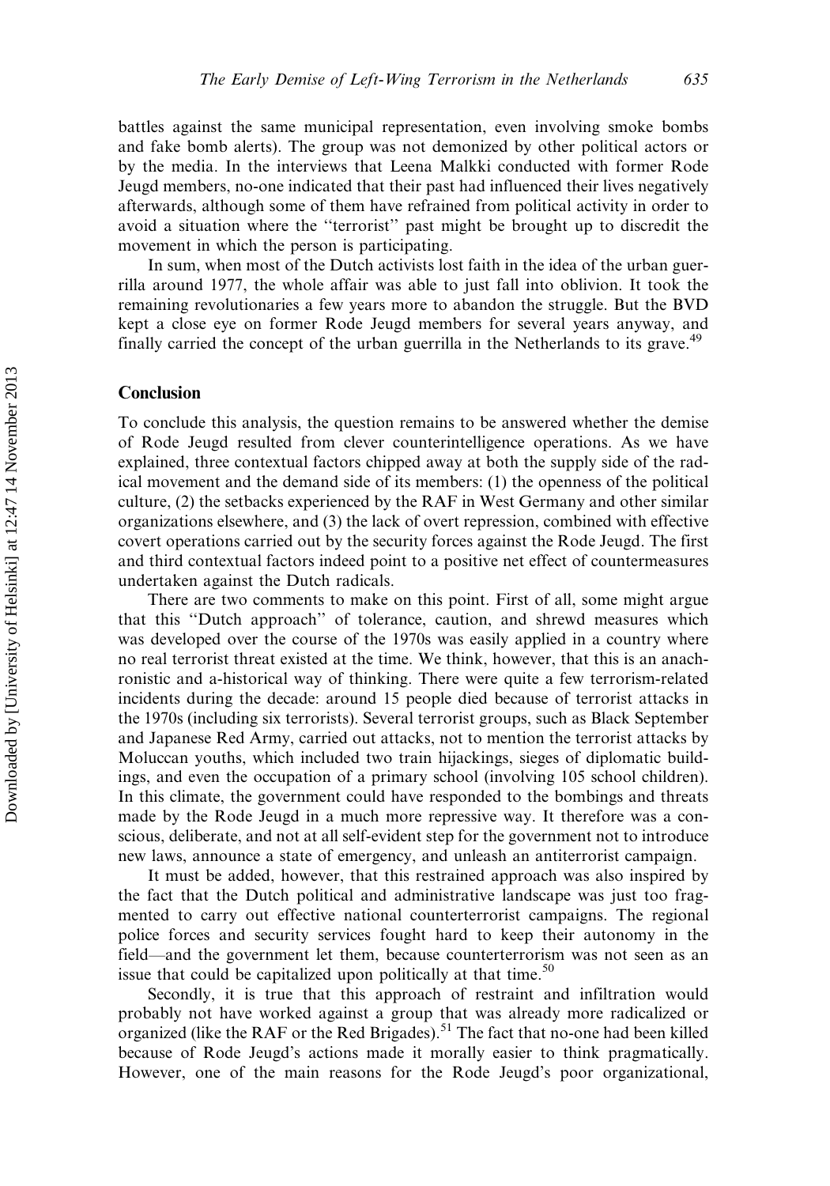battles against the same municipal representation, even involving smoke bombs and fake bomb alerts). The group was not demonized by other political actors or by the media. In the interviews that Leena Malkki conducted with former Rode Jeugd members, no-one indicated that their past had influenced their lives negatively afterwards, although some of them have refrained from political activity in order to avoid a situation where the ''terrorist'' past might be brought up to discredit the movement in which the person is participating.

In sum, when most of the Dutch activists lost faith in the idea of the urban guerrilla around 1977, the whole affair was able to just fall into oblivion. It took the remaining revolutionaries a few years more to abandon the struggle. But the BVD kept a close eye on former Rode Jeugd members for several years anyway, and finally carried the concept of the urban guerrilla in the Netherlands to its grave.[49]

## Conclusion

To conclude this analysis, the question remains to be answered whether the demise of Rode Jeugd resulted from clever counterintelligence operations. As we have explained, three contextual factors chipped away at both the supply side of the radical movement and the demand side of its members: (1) the openness of the political culture, (2) the setbacks experienced by the RAF in West Germany and other similar organizations elsewhere, and (3) the lack of overt repression, combined with effective covert operations carried out by the security forces against the Rode Jeugd. The first and third contextual factors indeed point to a positive net effect of countermeasures undertaken against the Dutch radicals.

There are two comments to make on this point. First of all, some might argue that this ''Dutch approach'' of tolerance, caution, and shrewd measures which was developed over the course of the 1970s was easily applied in a country where no real terrorist threat existed at the time. We think, however, that this is an anachronistic and a-historical way of thinking. There were quite a few terrorism-related incidents during the decade: around 15 people died because of terrorist attacks in the 1970s (including six terrorists). Several terrorist groups, such as Black September and Japanese Red Army, carried out attacks, not to mention the terrorist attacks by Moluccan youths, which included two train hijackings, sieges of diplomatic buildings, and even the occupation of a primary school (involving 105 school children). In this climate, the government could have responded to the bombings and threats made by the Rode Jeugd in a much more repressive way. It therefore was a conscious, deliberate, and not at all self-evident step for the government not to introduce new laws, announce a state of emergency, and unleash an antiterrorist campaign.

It must be added, however, that this restrained approach was also inspired by the fact that the Dutch political and administrative landscape was just too fragmented to carry out effective national counterterrorist campaigns. The regional police forces and security services fought hard to keep their autonomy in the field—and the government let them, because counterterrorism was not seen as an issue that could be capitalized upon politically at that time.[50]

Secondly, it is true that this approach of restraint and infiltration would probably not have worked against a group that was already more radicalized or organized (like the RAF or the Red Brigades).[51] The fact that no-one had been killed because of Rode Jeugd's actions made it morally easier to think pragmatically. However, one of the main reasons for the Rode Jeugd's poor organizational,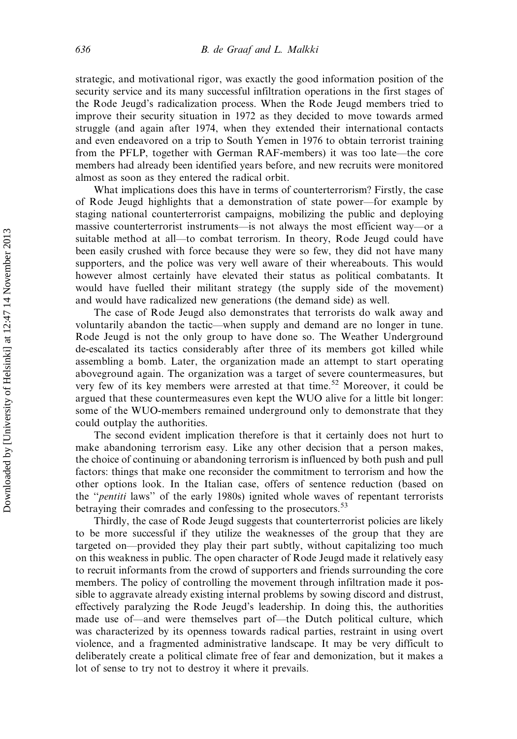strategic, and motivational rigor, was exactly the good information position of the security service and its many successful infiltration operations in the first stages of the Rode Jeugd's radicalization process. When the Rode Jeugd members tried to improve their security situation in 1972 as they decided to move towards armed struggle (and again after 1974, when they extended their international contacts and even endeavored on a trip to South Yemen in 1976 to obtain terrorist training from the PFLP, together with German RAF-members) it was too late—the core members had already been identified years before, and new recruits were monitored almost as soon as they entered the radical orbit.

What implications does this have in terms of counterterrorism? Firstly, the case of Rode Jeugd highlights that a demonstration of state power—for example by staging national counterterrorist campaigns, mobilizing the public and deploying massive counterterrorist instruments—is not always the most efficient way—or a suitable method at all—to combat terrorism. In theory, Rode Jeugd could have been easily crushed with force because they were so few, they did not have many supporters, and the police was very well aware of their whereabouts. This would however almost certainly have elevated their status as political combatants. It would have fuelled their militant strategy (the supply side of the movement) and would have radicalized new generations (the demand side) as well.

The case of Rode Jeugd also demonstrates that terrorists do walk away and voluntarily abandon the tactic—when supply and demand are no longer in tune. Rode Jeugd is not the only group to have done so. The Weather Underground de-escalated its tactics considerably after three of its members got killed while assembling a bomb. Later, the organization made an attempt to start operating aboveground again. The organization was a target of severe countermeasures, but very few of its key members were arrested at that time.[52] Moreover, it could be argued that these countermeasures even kept the WUO alive for a little bit longer: some of the WUO-members remained underground only to demonstrate that they could outplay the authorities.

The second evident implication therefore is that it certainly does not hurt to make abandoning terrorism easy. Like any other decision that a person makes, the choice of continuing or abandoning terrorism is influenced by both push and pull factors: things that make one reconsider the commitment to terrorism and how the other options look. In the Italian case, offers of sentence reduction (based on the "*pentiti* laws" of the early 1980s) ignited whole waves of repentant terrorists betraying their comrades and confessing to the prosecutors.[53]

Thirdly, the case of Rode Jeugd suggests that counterterrorist policies are likely to be more successful if they utilize the weaknesses of the group that they are targeted on—provided they play their part subtly, without capitalizing too much on this weakness in public. The open character of Rode Jeugd made it relatively easy to recruit informants from the crowd of supporters and friends surrounding the core members. The policy of controlling the movement through infiltration made it possible to aggravate already existing internal problems by sowing discord and distrust, effectively paralyzing the Rode Jeugd's leadership. In doing this, the authorities made use of—and were themselves part of—the Dutch political culture, which was characterized by its openness towards radical parties, restraint in using overt violence, and a fragmented administrative landscape. It may be very difficult to deliberately create a political climate free of fear and demonization, but it makes a lot of sense to try not to destroy it where it prevails.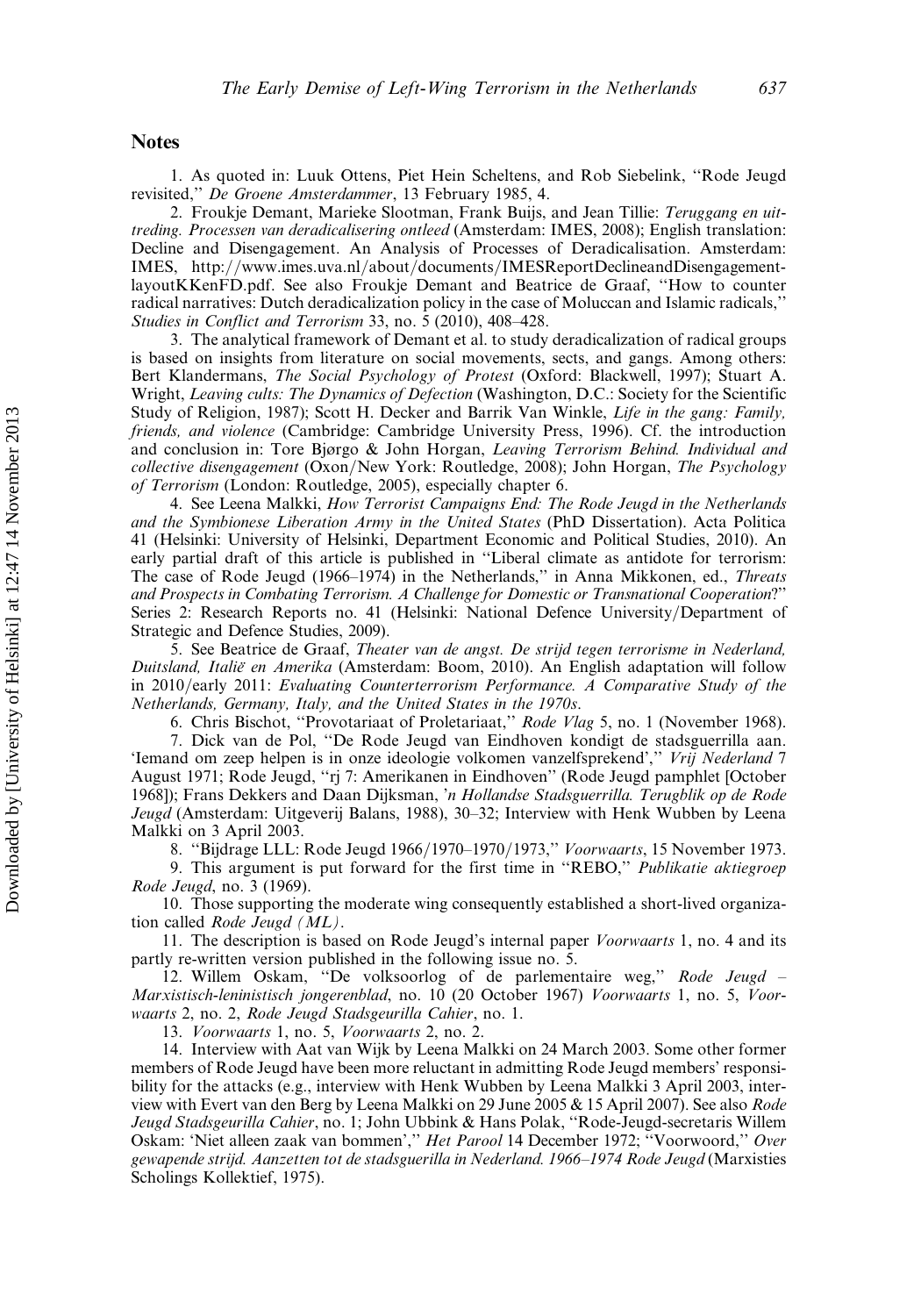## Notes

1. As quoted in: Luuk Ottens, Piet Hein Scheltens, and Rob Siebelink, ''Rode Jeugd revisited,'' *De Groene Amsterdammer*, 13 February 1985, 4.

2. Froukje Demant, Marieke Slootman, Frank Buijs, and Jean Tillie: *Teruggang en uittreding. Processen van deradicalisering ontleed* (Amsterdam: IMES, 2008); English translation: Decline and Disengagement. An Analysis of Processes of Deradicalisation. Amsterdam: IMES, http://www.imes.uva.nl/about/documents/IMESReportDeclineandDisengagement-layoutKKenFD.pdf. See also Froukje Demant and Beatrice de Graaf, ''How to counter radical narratives: Dutch deradicalization policy in the case of Moluccan and Islamic radicals,'' *Studies in Conflict and Terrorism* 33, no. 5 (2010), 408–428.

3. The analytical framework of Demant et al. to study deradicalization of radical groups is based on insights from literature on social movements, sects, and gangs. Among others: Bert Klandermans, *The Social Psychology of Protest* (Oxford: Blackwell, 1997); Stuart A. Wright, *Leaving cults: The Dynamics of Defection* (Washington, D.C.: Society for the Scientific Study of Religion, 1987); Scott H. Decker and Barrik Van Winkle, *Life in the gang: Family, friends, and violence* (Cambridge: Cambridge University Press, 1996). Cf. the introduction and conclusion in: Tore Bjørgo & John Horgan, *Leaving Terrorism Behind. Individual and collective disengagement* (Oxon/New York: Routledge, 2008); John Horgan, *The Psychology of Terrorism* (London: Routledge, 2005), especially chapter 6.

4. See Leena Malkki, *How Terrorist Campaigns End: The Rode Jeugd in the Netherlands and the Symbionese Liberation Army in the United States* (PhD Dissertation). Acta Politica 41 (Helsinki: University of Helsinki, Department Economic and Political Studies, 2010). An early partial draft of this article is published in ''Liberal climate as antidote for terrorism: The case of Rode Jeugd (1966–1974) in the Netherlands,'' in Anna Mikkonen, ed., *Threats and Prospects in Combating Terrorism. A Challenge for Domestic or Transnational Cooperation*?'' Series 2: Research Reports no. 41 (Helsinki: National Defence University/Department of Strategic and Defence Studies, 2009).

5. See Beatrice de Graaf, *Theater van de angst. De strijd tegen terrorisme in Nederland, Duitsland, Italië en Amerika* (Amsterdam: Boom, 2010). An English adaptation will follow in 2010/early 2011: *Evaluating Counterterrorism Performance. A Comparative Study of the Netherlands, Germany, Italy, and the United States in the 1970s*.

6. Chris Bischot, ''Provotariaat of Proletariaat,'' *Rode Vlag* 5, no. 1 (November 1968).

7. Dick van de Pol, ''De Rode Jeugd van Eindhoven kondigt de stadsguerrilla aan. 'Iemand om zeep helpen is in onze ideologie volkomen vanzelfsprekend','' *Vrij Nederland* 7 August 1971; Rode Jeugd, ''rj 7: Amerikanen in Eindhoven'' (Rode Jeugd pamphlet [October 1968]); Frans Dekkers and Daan Dijksman, *'n Hollandse Stadsguerrilla. Terugblik op de Rode Jeugd* (Amsterdam: Uitgeverij Balans, 1988), 30–32; Interview with Henk Wubben by Leena Malkki on 3 April 2003.

8. ''Bijdrage LLL: Rode Jeugd 1966/1970–1970/1973,'' *Voorwaarts*, 15 November 1973.

9. This argument is put forward for the first time in ''REBO,'' *Publikatie aktiegroep Rode Jeugd*, no. 3 (1969).

10. Those supporting the moderate wing consequently established a short-lived organization called *Rode Jeugd (ML)*.

11. The description is based on Rode Jeugd's internal paper *Voorwaarts* 1, no. 4 and its partly re-written version published in the following issue no. 5.

12. Willem Oskam, ''De volksoorlog of de parlementaire weg,'' *Rode Jeugd – Marxistisch-leninistisch jongerenblad*, no. 10 (20 October 1967) *Voorwaarts* 1, no. 5, *Voorwaarts* 2, no. 2, *Rode Jeugd Stadsgeurilla Cahier*, no. 1.

13. *Voorwaarts* 1, no. 5, *Voorwaarts* 2, no. 2.

14. Interview with Aat van Wijk by Leena Malkki on 24 March 2003. Some other former members of Rode Jeugd have been more reluctant in admitting Rode Jeugd members' responsibility for the attacks (e.g., interview with Henk Wubben by Leena Malkki 3 April 2003, interview with Evert van den Berg by Leena Malkki on 29 June 2005 & 15 April 2007). See also *Rode Jeugd Stadsgeurilla Cahier*, no. 1; John Ubbink & Hans Polak, ''Rode-Jeugd-secretaris Willem Oskam: 'Niet alleen zaak van bommen','' *Het Parool* 14 December 1972; ''Voorwoord,'' *Over gewapende strijd. Aanzetten tot de stadsguerilla in Nederland. 1966–1974 Rode Jeugd* (Marxisties Scholings Kollektief, 1975).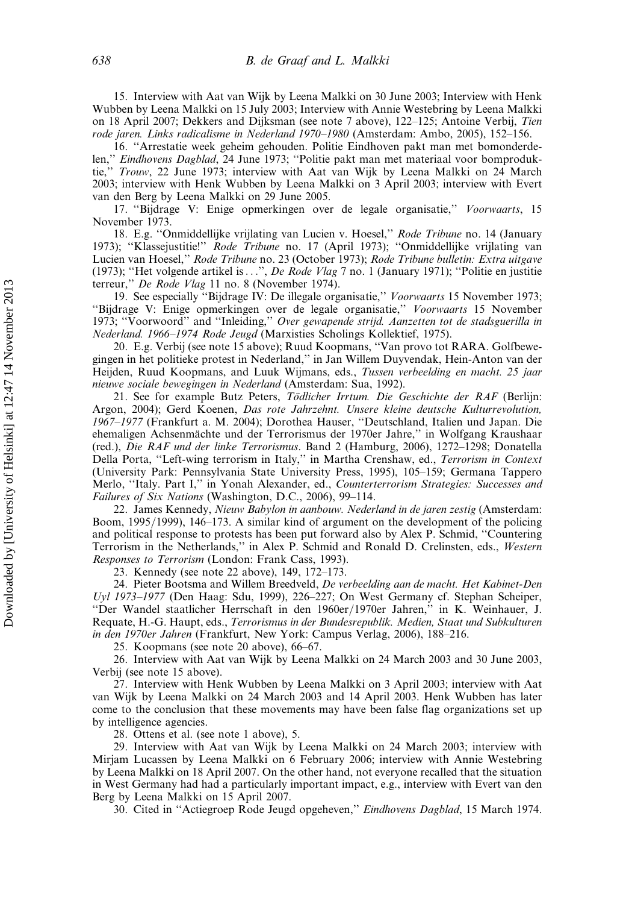15. Interview with Aat van Wijk by Leena Malkki on 30 June 2003; Interview with Henk Wubben by Leena Malkki on 15 July 2003; Interview with Annie Westebring by Leena Malkki on 18 April 2007; Dekkers and Dijksman (see note 7 above), 122–125; Antoine Verbij, *Tien rode jaren. Links radicalisme in Nederland 1970–1980* (Amsterdam: Ambo, 2005), 152–156.

16. ''Arrestatie week geheim gehouden. Politie Eindhoven pakt man met bomonderdelen,'' *Eindhovens Dagblad*, 24 June 1973; ''Politie pakt man met materiaal voor bomproduktie,'' *Trouw*, 22 June 1973; interview with Aat van Wijk by Leena Malkki on 24 March 2003; interview with Henk Wubben by Leena Malkki on 3 April 2003; interview with Evert van den Berg by Leena Malkki on 29 June 2005.

17. ''Bijdrage V: Enige opmerkingen over de legale organisatie,'' *Voorwaarts*, 15 November 1973.

18. E.g. ''Onmiddellijke vrijlating van Lucien v. Hoesel,'' *Rode Tribune* no. 14 (January 1973); ''Klassejustitie!'' *Rode Tribune* no. 17 (April 1973); ''Onmiddellijke vrijlating van Lucien van Hoesel,'' *Rode Tribune* no. 23 (October 1973); *Rode Tribune bulletin: Extra uitgave* (1973); ''Het volgende artikel is . . .'', *De Rode Vlag* 7 no. 1 (January 1971); ''Politie en justitie terreur,'' *De Rode Vlag* 11 no. 8 (November 1974).

19. See especially ''Bijdrage IV: De illegale organisatie,'' *Voorwaarts* 15 November 1973; ''Bijdrage V: Enige opmerkingen over de legale organisatie,'' *Voorwaarts* 15 November 1973; ''Voorwoord'' and ''Inleiding,'' *Over gewapende strijd. Aanzetten tot de stadsguerilla in Nederland. 1966–1974 Rode Jeugd* (Marxisties Scholings Kollektief, 1975).

20. E.g. Verbij (see note 15 above); Ruud Koopmans, ''Van provo tot RARA. Golfbewegingen in het politieke protest in Nederland,'' in Jan Willem Duyvendak, Hein-Anton van der Heijden, Ruud Koopmans, and Luuk Wijmans, eds., *Tussen verbeelding en macht. 25 jaar nieuwe sociale bewegingen in Nederland* (Amsterdam: Sua, 1992).

21. See for example Butz Peters, *Tödlicher Irrtum. Die Geschichte der RAF* (Berlijn: Argon, 2004); Gerd Koenen, *Das rote Jahrzehnt. Unsere kleine deutsche Kulturrevolution, 1967–1977* (Frankfurt a. M. 2004); Dorothea Hauser, ''Deutschland, Italien und Japan. Die ehemaligen Achsenmächte und der Terrorismus der 1970er Jahre,'' in Wolfgang Kraushaar (red.), *Die RAF und der linke Terrorismus*. Band 2 (Hamburg, 2006), 1272–1298; Donatella Della Porta, ''Left-wing terrorism in Italy,'' in Martha Crenshaw, ed., *Terrorism in Context* (University Park: Pennsylvania State University Press, 1995), 105–159; Germana Tappero Merlo, ''Italy. Part I,'' in Yonah Alexander, ed., *Counterterrorism Strategies: Successes and Failures of Six Nations* (Washington, D.C., 2006), 99–114.

22. James Kennedy, *Nieuw Babylon in aanbouw. Nederland in de jaren zestig* (Amsterdam: Boom, 1995/1999), 146–173. A similar kind of argument on the development of the policing and political response to protests has been put forward also by Alex P. Schmid, ''Countering Terrorism in the Netherlands,'' in Alex P. Schmid and Ronald D. Crelinsten, eds., *Western Responses to Terrorism* (London: Frank Cass, 1993).

23. Kennedy (see note 22 above), 149, 172–173.

24. Pieter Bootsma and Willem Breedveld, *De verbeelding aan de macht. Het Kabinet-Den Uyl 1973–1977* (Den Haag: Sdu, 1999), 226–227; On West Germany cf. Stephan Scheiper, ''Der Wandel staatlicher Herrschaft in den 1960er/1970er Jahren,'' in K. Weinhauer, J. Requate, H.-G. Haupt, eds., *Terrorismus in der Bundesrepublik. Medien, Staat und Subkulturen in den 1970er Jahren* (Frankfurt, New York: Campus Verlag, 2006), 188–216.

25. Koopmans (see note 20 above), 66–67.

26. Interview with Aat van Wijk by Leena Malkki on 24 March 2003 and 30 June 2003, Verbij (see note 15 above).

27. Interview with Henk Wubben by Leena Malkki on 3 April 2003; interview with Aat van Wijk by Leena Malkki on 24 March 2003 and 14 April 2003. Henk Wubben has later come to the conclusion that these movements may have been false flag organizations set up by intelligence agencies.

28. Ottens et al. (see note 1 above), 5.

29. Interview with Aat van Wijk by Leena Malkki on 24 March 2003; interview with Mirjam Lucassen by Leena Malkki on 6 February 2006; interview with Annie Westebring by Leena Malkki on 18 April 2007. On the other hand, not everyone recalled that the situation in West Germany had had a particularly important impact, e.g., interview with Evert van den Berg by Leena Malkki on 15 April 2007.

30. Cited in ''Actiegroep Rode Jeugd opgeheven,'' *Eindhovens Dagblad*, 15 March 1974.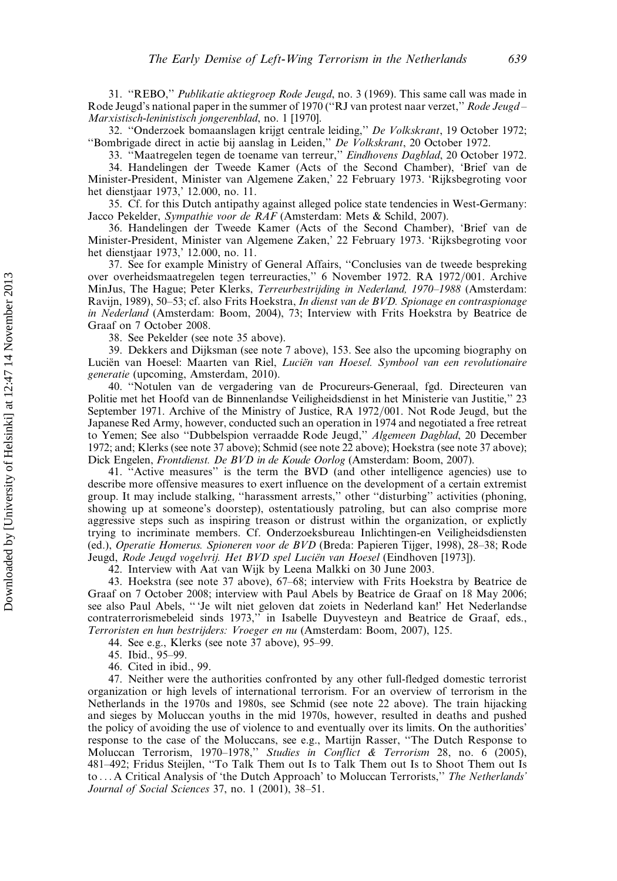31. "REBO," *Publikatie aktiegroep Rode Jeugd*, no. 3 (1969). This same call was made in Rode Jeugd's national paper in the summer of 1970 ("RJ van protest naar verzet," *Rode Jeugd – Marxistisch-leninistisch jongerenblad*, no. 1 [1970].

32. "Onderzoek bomaanslagen krijgt centrale leiding," *De Volkskrant*, 19 October 1972; "Bombrigade direct in actie bij aanslag in Leiden," *De Volkskrant*, 20 October 1972.

33. "Maatregelen tegen de toename van terreur," *Eindhovens Dagblad*, 20 October 1972.

34. Handelingen der Tweede Kamer (Acts of the Second Chamber), 'Brief van de Minister-President, Minister van Algemene Zaken,' 22 February 1973. 'Rijksbegroting voor het dienstjaar 1973,' 12.000, no. 11.

35. Cf. for this Dutch antipathy against alleged police state tendencies in West-Germany: Jacco Pekelder, *Sympathie voor de RAF* (Amsterdam: Mets & Schild, 2007).

36. Handelingen der Tweede Kamer (Acts of the Second Chamber), 'Brief van de Minister-President, Minister van Algemene Zaken,' 22 February 1973. 'Rijksbegroting voor het dienstjaar 1973,' 12.000, no. 11.

37. See for example Ministry of General Affairs, "Conclusies van de tweede bespreking over overheidsmaatregelen tegen terreuracties," 6 November 1972. RA 1972/001. Archive MinJus, The Hague; Peter Klerks, *Terreurbestrijding in Nederland, 1970–1988* (Amsterdam: Ravijn, 1989), 50–53; cf. also Frits Hoekstra, *In dienst van de BVD. Spionage en contraspionage in Nederland* (Amsterdam: Boom, 2004), 73; Interview with Frits Hoekstra by Beatrice de Graaf on 7 October 2008.

38. See Pekelder (see note 35 above).

39. Dekkers and Dijksman (see note 7 above), 153. See also the upcoming biography on Luciën van Hoesel: Maarten van Riel, *Luciën van Hoesel. Symbool van een revolutionaire generatie* (upcoming, Amsterdam, 2010).

40. "Notulen van de vergadering van de Procureurs-Generaal, fgd. Directeuren van Politie met het Hoofd van de Binnenlandse Veiligheidsdienst in het Ministerie van Justitie," 23 September 1971. Archive of the Ministry of Justice, RA 1972/001. Not Rode Jeugd, but the Japanese Red Army, however, conducted such an operation in 1974 and negotiated a free retreat to Yemen; See also "Dubbelspion verraadde Rode Jeugd," *Algemeen Dagblad*, 20 December 1972; and; Klerks (see note 37 above); Schmid (see note 22 above); Hoekstra (see note 37 above); Dick Engelen, *Frontdienst. De BVD in de Koude Oorlog* (Amsterdam: Boom, 2007).

41. "Active measures" is the term the BVD (and other intelligence agencies) use to describe more offensive measures to exert influence on the development of a certain extremist group. It may include stalking, "harassment arrests," other "disturbing" activities (phoning, showing up at someone's doorstep), ostentatiously patroling, but can also comprise more aggressive steps such as inspiring treason or distrust within the organization, or explictly trying to incriminate members. Cf. Onderzoeksbureau Inlichtingen-en Veiligheidsdiensten (ed.), *Operatie Homerus. Spioneren voor de BVD* (Breda: Papieren Tijger, 1998), 28–38; Rode Jeugd, *Rode Jeugd vogelvrij. Het BVD spel Luciën van Hoesel* (Eindhoven [1973]).

42. Interview with Aat van Wijk by Leena Malkki on 30 June 2003.

43. Hoekstra (see note 37 above), 67–68; interview with Frits Hoekstra by Beatrice de Graaf on 7 October 2008; interview with Paul Abels by Beatrice de Graaf on 18 May 2006; see also Paul Abels, "'Je wilt niet geloven dat zoiets in Nederland kan!' Het Nederlandse contraterrorismebeleid sinds 1973," in Isabelle Duyvesteyn and Beatrice de Graaf, eds., *Terroristen en hun bestrijders: Vroeger en nu* (Amsterdam: Boom, 2007), 125.

44. See e.g., Klerks (see note 37 above), 95–99.

45. Ibid., 95–99.

46. Cited in ibid., 99.

47. Neither were the authorities confronted by any other full-fledged domestic terrorist organization or high levels of international terrorism. For an overview of terrorism in the Netherlands in the 1970s and 1980s, see Schmid (see note 22 above). The train hijacking and sieges by Moluccan youths in the mid 1970s, however, resulted in deaths and pushed the policy of avoiding the use of violence to and eventually over its limits. On the authorities' response to the case of the Moluccans, see e.g., Martijn Rasser, "The Dutch Response to Moluccan Terrorism, 1970–1978," *Studies in Conflict & Terrorism* 28, no. 6 (2005), 481–492; Fridus Steijlen, "To Talk Them out Is to Talk Them out Is to Shoot Them out Is to ... A Critical Analysis of 'the Dutch Approach' to Moluccan Terrorists," *The Netherlands' Journal of Social Sciences* 37, no. 1 (2001), 38–51.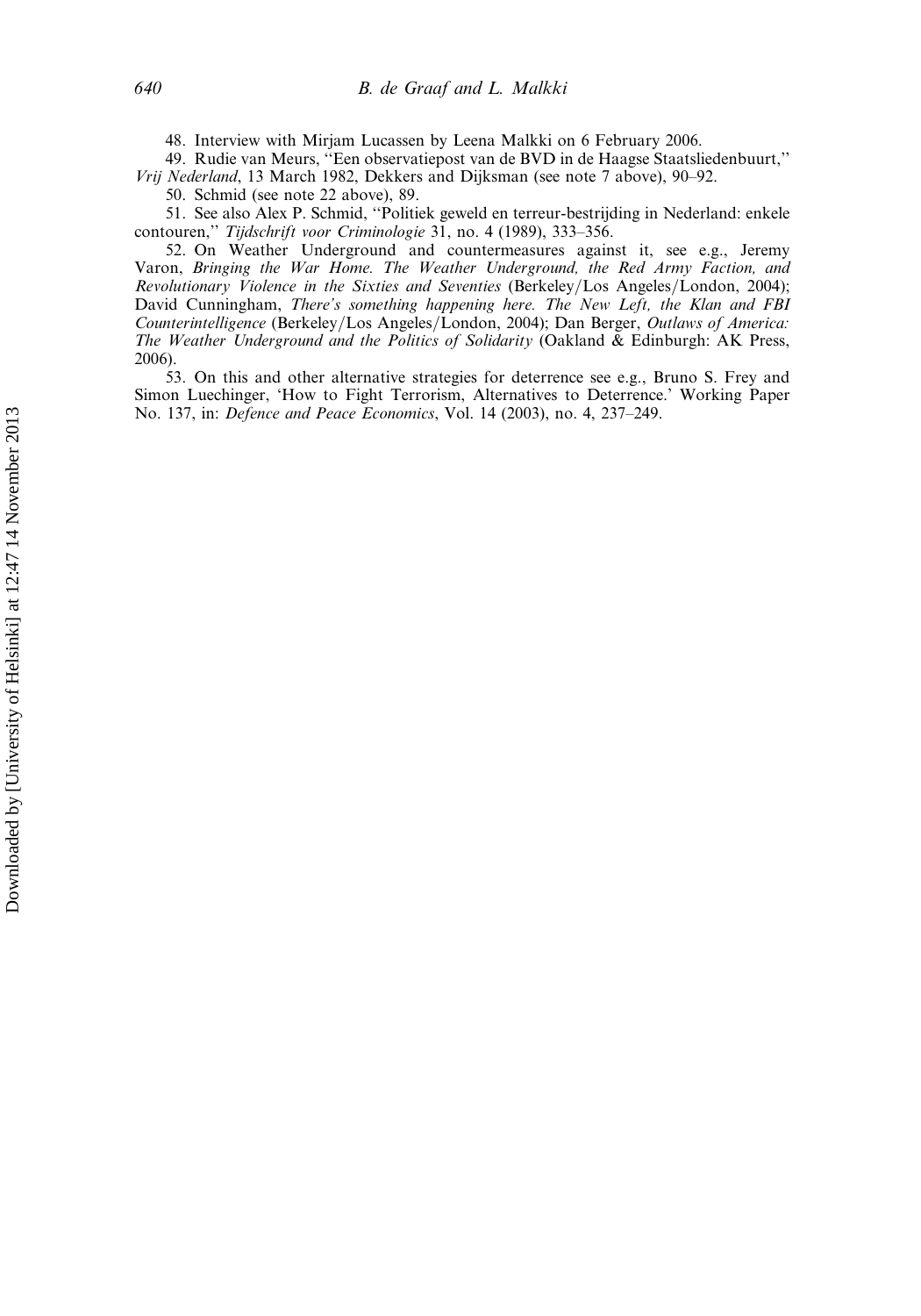48. Interview with Mirjam Lucassen by Leena Malkki on 6 February 2006.

49. Rudie van Meurs, "Een observatiepost van de BVD in de Haagse Staatsliedenbuurt," *Vrij Nederland*, 13 March 1982, Dekkers and Dijksman (see note 7 above), 90–92.

50. Schmid (see note 22 above), 89.

51. See also Alex P. Schmid, "Politiek geweld en terreur-bestrijding in Nederland: enkele contouren," *Tijdschrift voor Criminologie* 31, no. 4 (1989), 333–356.

52. On Weather Underground and countermeasures against it, see e.g., Jeremy Varon, *Bringing the War Home. The Weather Underground, the Red Army Faction, and Revolutionary Violence in the Sixties and Seventies* (Berkeley/Los Angeles/London, 2004); David Cunningham, *There's something happening here. The New Left, the Klan and FBI Counterintelligence* (Berkeley/Los Angeles/London, 2004); Dan Berger, *Outlaws of America: The Weather Underground and the Politics of Solidarity* (Oakland & Edinburgh: AK Press, 2006).

53. On this and other alternative strategies for deterrence see e.g., Bruno S. Frey and Simon Luechinger, 'How to Fight Terrorism, Alternatives to Deterrence.' Working Paper No. 137, in: *Defence and Peace Economics*, Vol. 14 (2003), no. 4, 237–249.